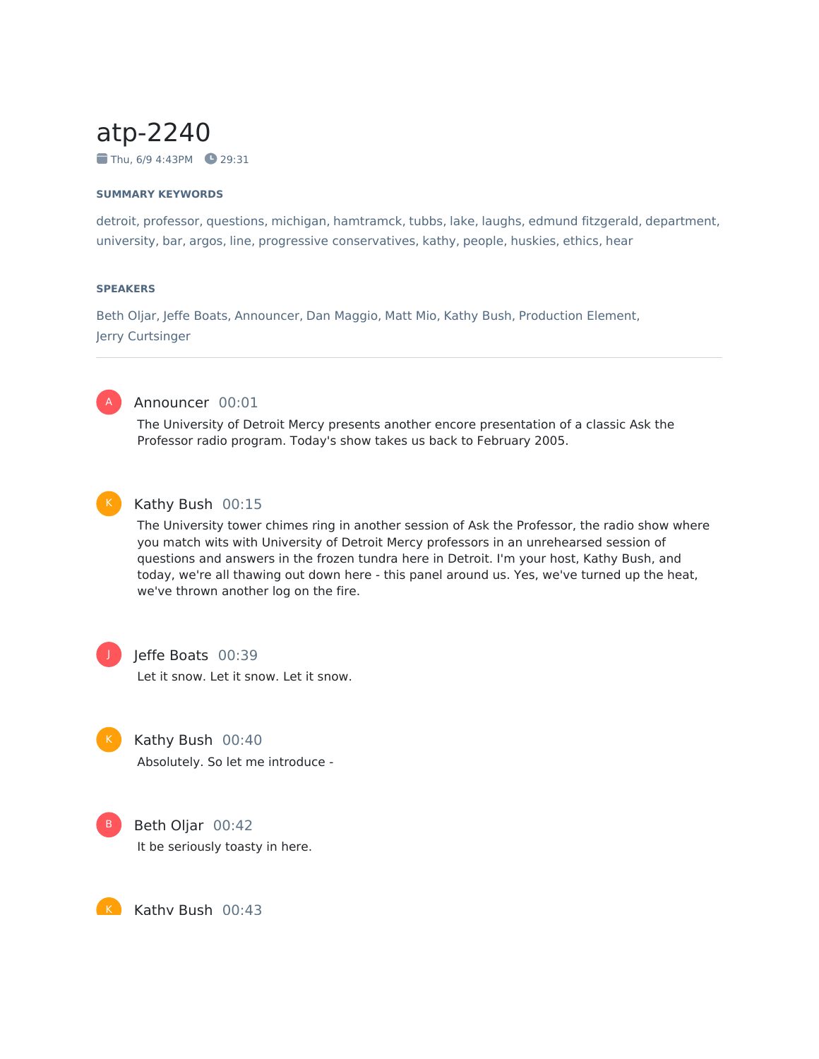# atp-2240

Thu, 6/9 4:43PM 29:31

### SUMMARY KEYWORDS

detroit, professor, questions, michigan, hamtramck, tubbs, lake, laughs, edmund fitzgerald, department, university, bar, argos, line, progressive conservatives, kathy, people, huskies, ethics, hear

### SPEAKERS

Beth Oljar, Jeffe Boats, Announcer, Dan Maggio, Matt Mio, Kathy Bush, Production Element, Jerry Curtsinger

---

**Announcer** 00:01

The University of Detroit Mercy presents another encore presentation of a classic Ask the Professor radio program. Today's show takes us back to February 2005.

**Kathy Bush** 00:15

The University tower chimes ring in another session of Ask the Professor, the radio show where you match wits with University of Detroit Mercy professors in an unrehearsed session of questions and answers in the frozen tundra here in Detroit. I'm your host, Kathy Bush, and today, we're all thawing out down here - this panel around us. Yes, we've turned up the heat, we've thrown another log on the fire.

**Jeffe Boats** 00:39

Let it snow. Let it snow. Let it snow.

**Kathy Bush** 00:40

Absolutely. So let me introduce -

**Beth Oljar** 00:42

It be seriously toasty in here.

**Kathy Bush** 00:43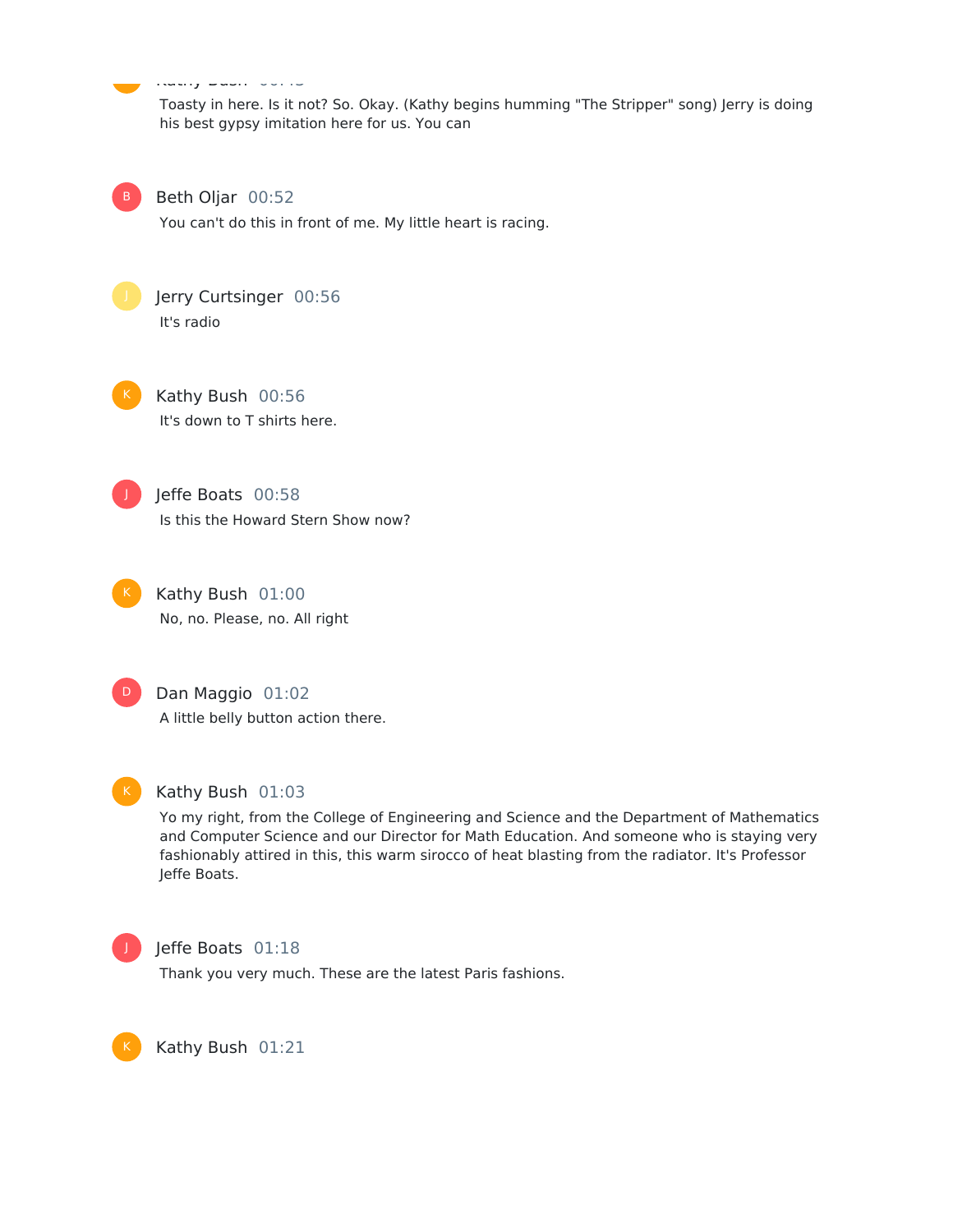Toasty in here. Is it not? So. Okay. (Kathy begins humming "The Stripper" song) Jerry is doing his best gypsy imitation here for us. You can

Beth Oljar 00:52

You can't do this in front of me. My little heart is racing.

Jerry Curtsinger 00:56

It's radio

Kathy Bush 00:56

It's down to T shirts here.

Jeffe Boats 00:58

Is this the Howard Stern Show now?

Kathy Bush 01:00

No, no. Please, no. All right

Dan Maggio 01:02

A little belly button action there.

Kathy Bush 01:03

Yo my right, from the College of Engineering and Science and the Department of Mathematics and Computer Science and our Director for Math Education. And someone who is staying very fashionably attired in this, this warm sirocco of heat blasting from the radiator. It's Professor Jeffe Boats.

Jeffe Boats 01:18

Thank you very much. These are the latest Paris fashions.

Kathy Bush 01:21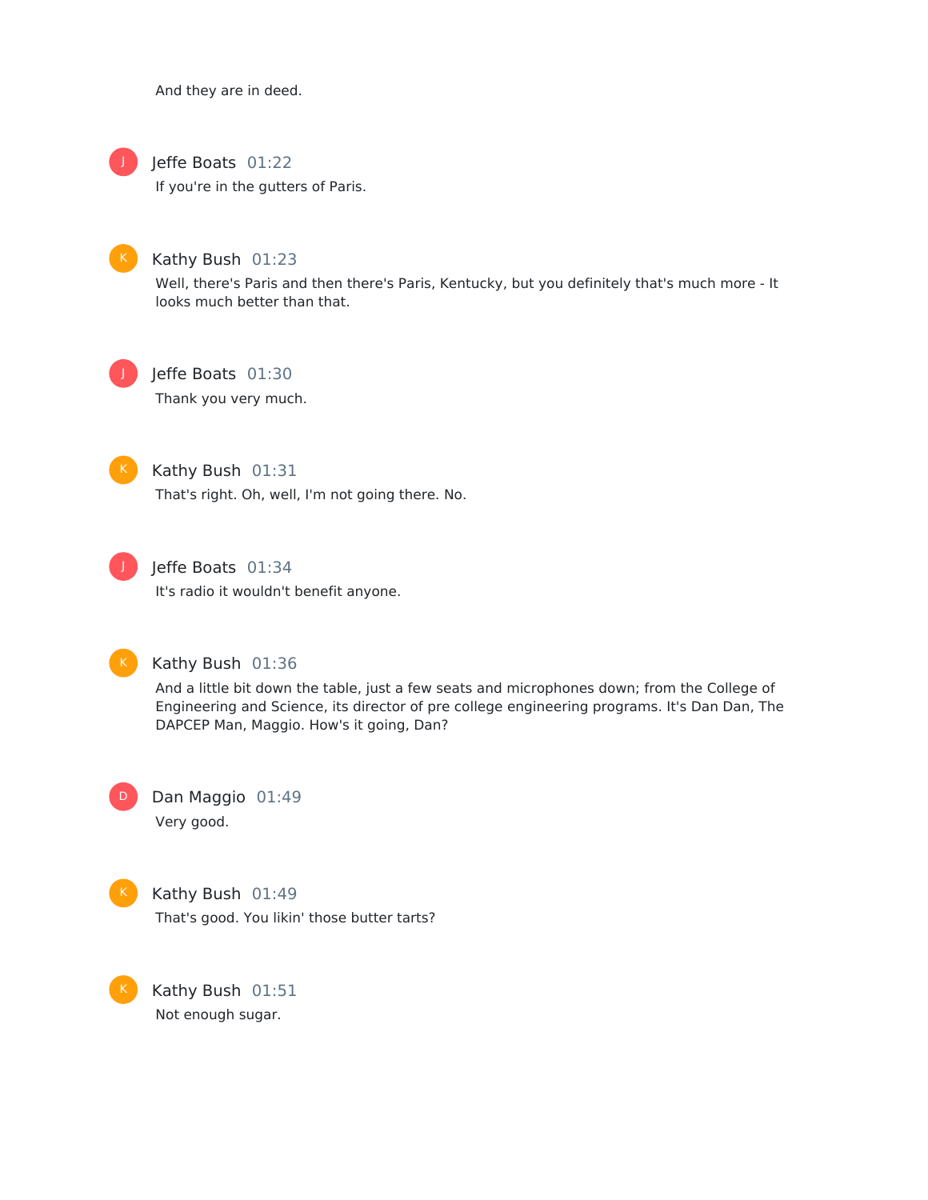And they are in deed.

Jeffe Boats 01:22

If you're in the gutters of Paris.

Kathy Bush 01:23

Well, there's Paris and then there's Paris, Kentucky, but you definitely that's much more - It looks much better than that.

Jeffe Boats 01:30

Thank you very much.

Kathy Bush 01:31

That's right. Oh, well, I'm not going there. No.

Jeffe Boats 01:34

It's radio it wouldn't benefit anyone.

Kathy Bush 01:36

And a little bit down the table, just a few seats and microphones down; from the College of Engineering and Science, its director of pre college engineering programs. It's Dan Dan, The DAPCEP Man, Maggio. How's it going, Dan?

Dan Maggio 01:49

Very good.

Kathy Bush 01:49

That's good. You likin' those butter tarts?

Kathy Bush 01:51

Not enough sugar.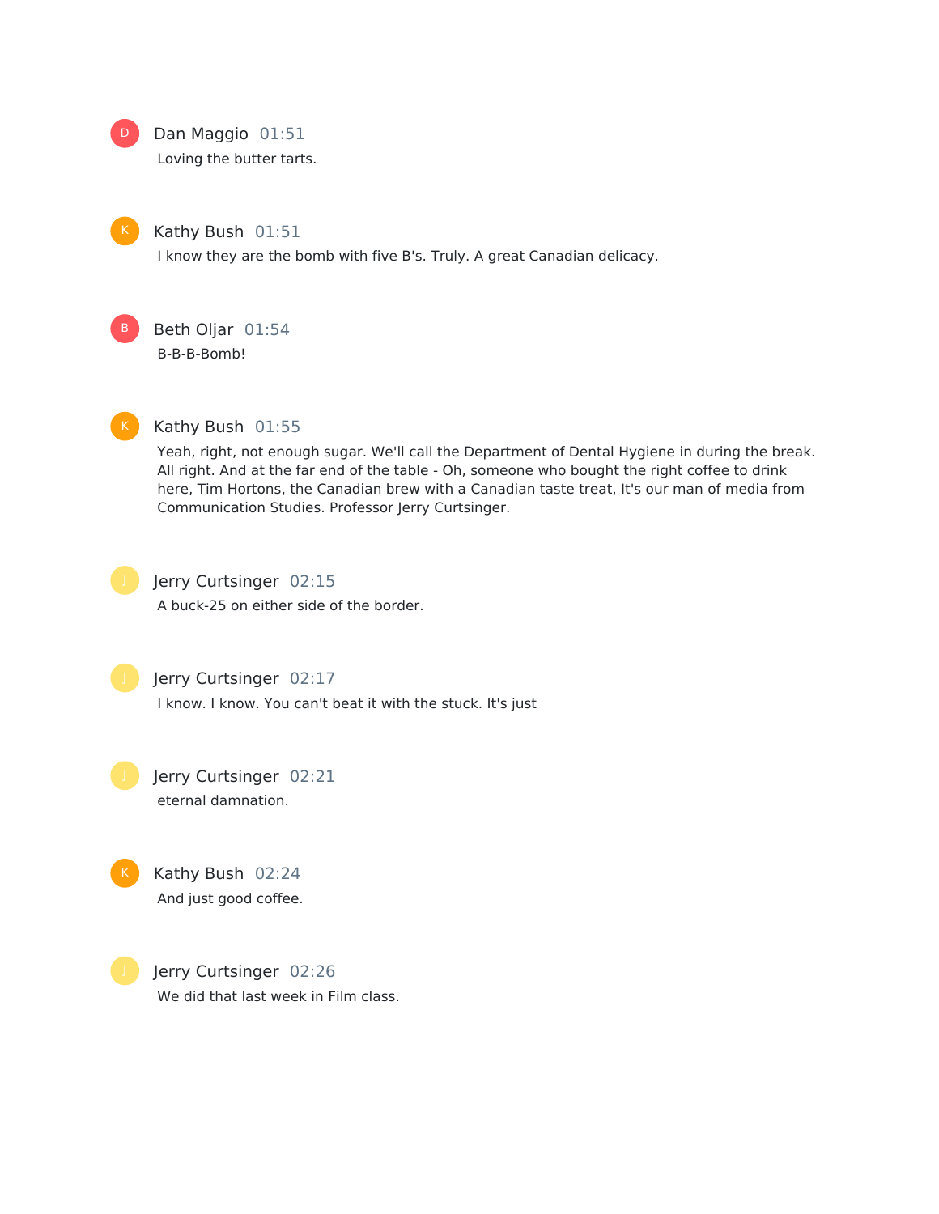Dan Maggio 01:51

Loving the butter tarts.

Kathy Bush 01:51

I know they are the bomb with five B's. Truly. A great Canadian delicacy.

Beth Oljar 01:54

B-B-B-Bomb!

Kathy Bush 01:55

Yeah, right, not enough sugar. We'll call the Department of Dental Hygiene in during the break. All right. And at the far end of the table - Oh, someone who bought the right coffee to drink here, Tim Hortons, the Canadian brew with a Canadian taste treat, It's our man of media from Communication Studies. Professor Jerry Curtsinger.

Jerry Curtsinger 02:15

A buck-25 on either side of the border.

Jerry Curtsinger 02:17

I know. I know. You can't beat it with the stuck. It's just

Jerry Curtsinger 02:21

eternal damnation.

Kathy Bush 02:24

And just good coffee.

Jerry Curtsinger 02:26

We did that last week in Film class.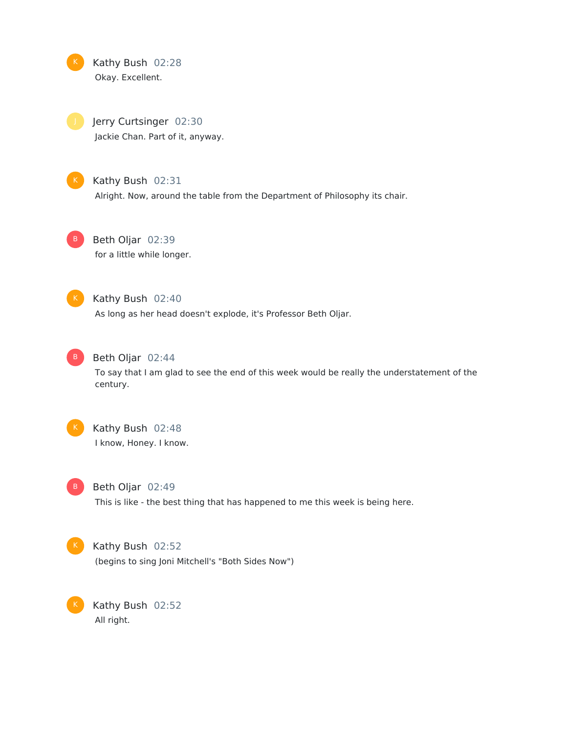**Kathy Bush** 02:28
Okay. Excellent.

**Jerry Curtsinger** 02:30
Jackie Chan. Part of it, anyway.

**Kathy Bush** 02:31
Alright. Now, around the table from the Department of Philosophy its chair.

**Beth Oljar** 02:39
for a little while longer.

**Kathy Bush** 02:40
As long as her head doesn't explode, it's Professor Beth Oljar.

**Beth Oljar** 02:44
To say that I am glad to see the end of this week would be really the understatement of the century.

**Kathy Bush** 02:48
I know, Honey. I know.

**Beth Oljar** 02:49
This is like - the best thing that has happened to me this week is being here.

**Kathy Bush** 02:52
(begins to sing Joni Mitchell's "Both Sides Now")

**Kathy Bush** 02:52
All right.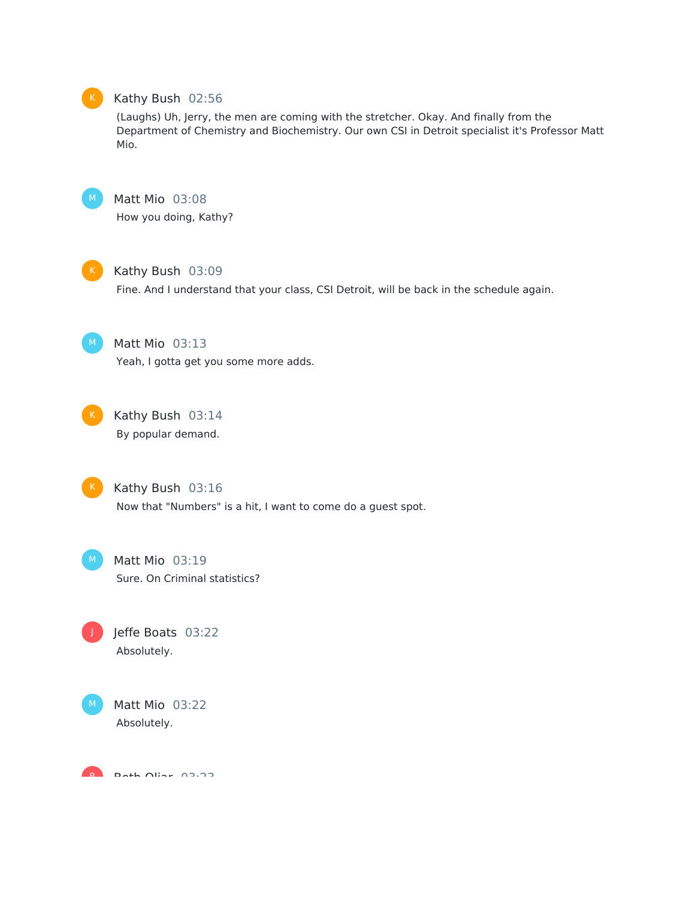Kathy Bush 02:56

(Laughs) Uh, Jerry, the men are coming with the stretcher. Okay. And finally from the Department of Chemistry and Biochemistry. Our own CSI in Detroit specialist it's Professor Matt Mio.

Matt Mio 03:08

How you doing, Kathy?

Kathy Bush 03:09

Fine. And I understand that your class, CSI Detroit, will be back in the schedule again.

Matt Mio 03:13

Yeah, I gotta get you some more adds.

Kathy Bush 03:14

By popular demand.

Kathy Bush 03:16

Now that "Numbers" is a hit, I want to come do a guest spot.

Matt Mio 03:19

Sure. On Criminal statistics?

Jeffe Boats 03:22

Absolutely.

Matt Mio 03:22

Absolutely.

Beth Oljar 03:23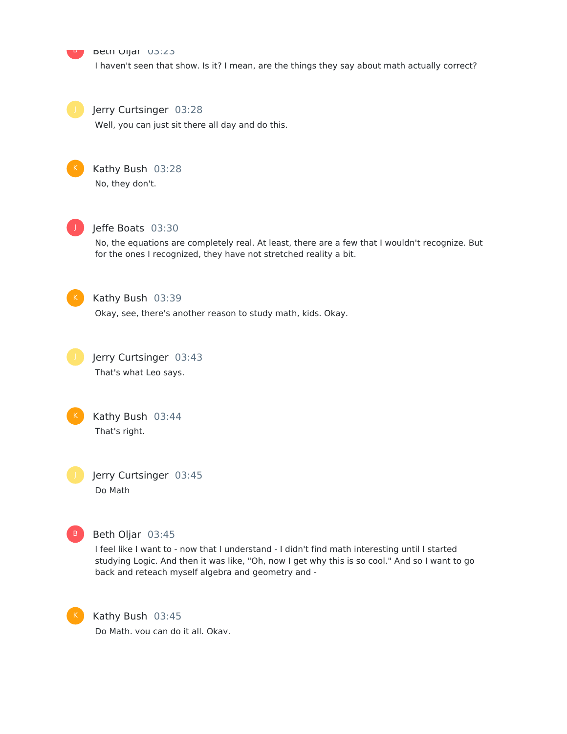Beth Oljar 03:23

I haven't seen that show. Is it? I mean, are the things they say about math actually correct?

Jerry Curtsinger 03:28

Well, you can just sit there all day and do this.

Kathy Bush 03:28

No, they don't.

Jeffe Boats 03:30

No, the equations are completely real. At least, there are a few that I wouldn't recognize. But for the ones I recognized, they have not stretched reality a bit.

Kathy Bush 03:39

Okay, see, there's another reason to study math, kids. Okay.

Jerry Curtsinger 03:43

That's what Leo says.

Kathy Bush 03:44

That's right.

Jerry Curtsinger 03:45

Do Math

Beth Oljar 03:45

I feel like I want to - now that I understand - I didn't find math interesting until I started studying Logic. And then it was like, "Oh, now I get why this is so cool." And so I want to go back and reteach myself algebra and geometry and -

Kathy Bush 03:45

Do Math. you can do it all. Okay.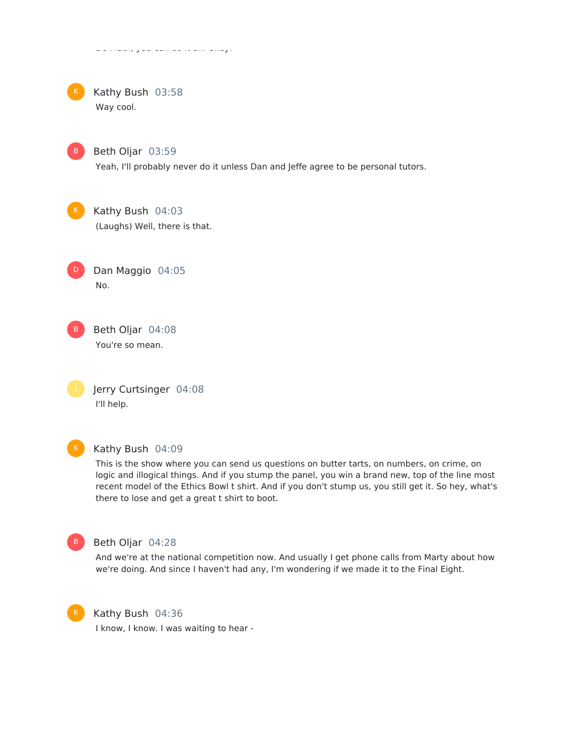Kathy Bush 03:58

Way cool.

Beth Oljar 03:59

Yeah, I'll probably never do it unless Dan and Jeffe agree to be personal tutors.

Kathy Bush 04:03

(Laughs) Well, there is that.

Dan Maggio 04:05

No.

Beth Oljar 04:08

You're so mean.

Jerry Curtsinger 04:08

I'll help.

Kathy Bush 04:09

This is the show where you can send us questions on butter tarts, on numbers, on crime, on logic and illogical things. And if you stump the panel, you win a brand new, top of the line most recent model of the Ethics Bowl t shirt. And if you don't stump us, you still get it. So hey, what's there to lose and get a great t shirt to boot.

Beth Oljar 04:28

And we're at the national competition now. And usually I get phone calls from Marty about how we're doing. And since I haven't had any, I'm wondering if we made it to the Final Eight.

Kathy Bush 04:36

I know, I know. I was waiting to hear -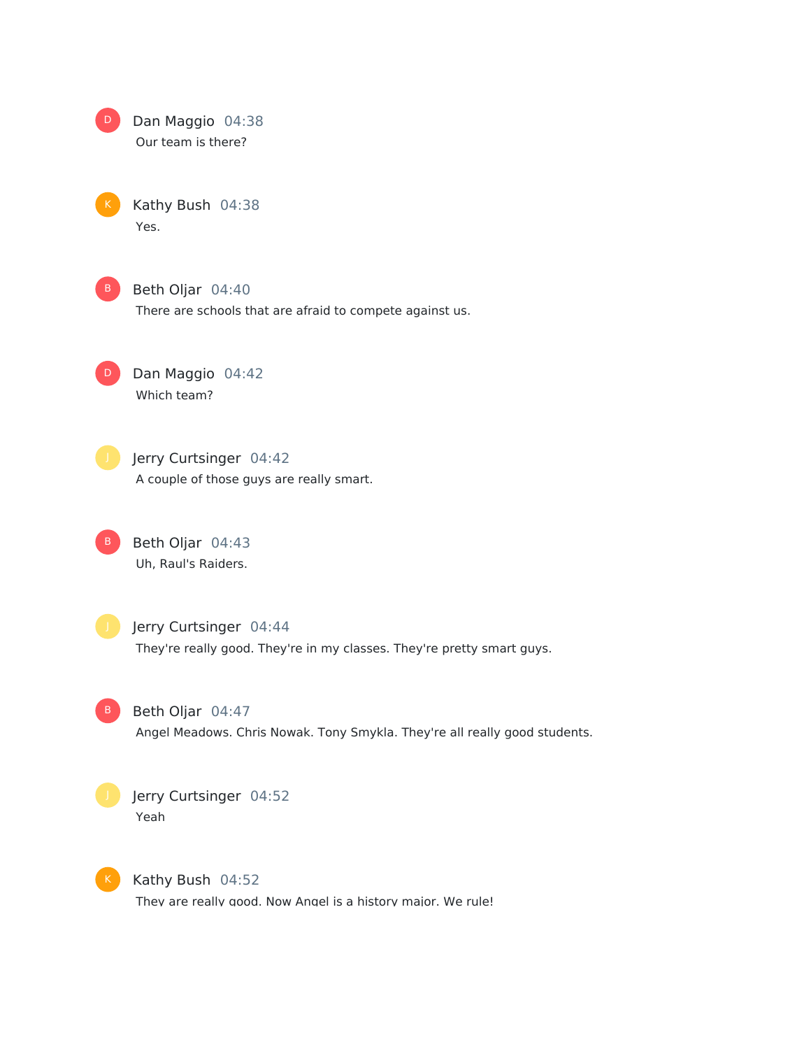Dan Maggio 04:38
Our team is there?

Kathy Bush 04:38
Yes.

Beth Oljar 04:40
There are schools that are afraid to compete against us.

Dan Maggio 04:42
Which team?

Jerry Curtsinger 04:42
A couple of those guys are really smart.

Beth Oljar 04:43
Uh, Raul's Raiders.

Jerry Curtsinger 04:44
They're really good. They're in my classes. They're pretty smart guys.

Beth Oljar 04:47
Angel Meadows. Chris Nowak. Tony Smykla. They're all really good students.

Jerry Curtsinger 04:52
Yeah

Kathy Bush 04:52
They are really good. Now Angel is a history major. We rule!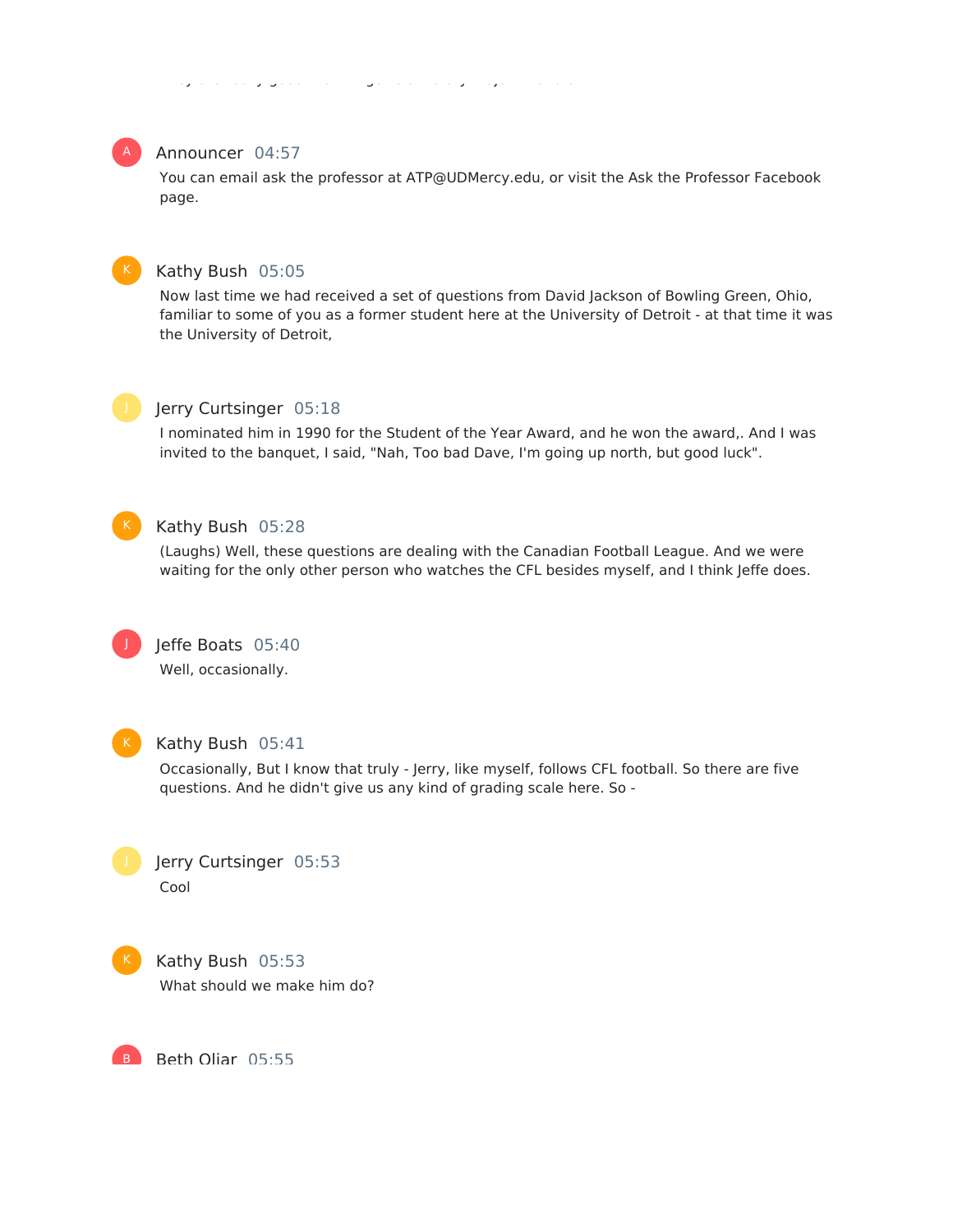Announcer 04:57

You can email ask the professor at ATP@UDMercy.edu, or visit the Ask the Professor Facebook page.

Kathy Bush 05:05

Now last time we had received a set of questions from David Jackson of Bowling Green, Ohio, familiar to some of you as a former student here at the University of Detroit - at that time it was the University of Detroit,

Jerry Curtsinger 05:18

I nominated him in 1990 for the Student of the Year Award, and he won the award,. And I was invited to the banquet, I said, "Nah, Too bad Dave, I'm going up north, but good luck".

Kathy Bush 05:28

(Laughs) Well, these questions are dealing with the Canadian Football League. And we were waiting for the only other person who watches the CFL besides myself, and I think Jeffe does.

Jeffe Boats 05:40

Well, occasionally.

Kathy Bush 05:41

Occasionally, But I know that truly - Jerry, like myself, follows CFL football. So there are five questions. And he didn't give us any kind of grading scale here. So -

Jerry Curtsinger 05:53

Cool

Kathy Bush 05:53

What should we make him do?

Beth Oliar 05:55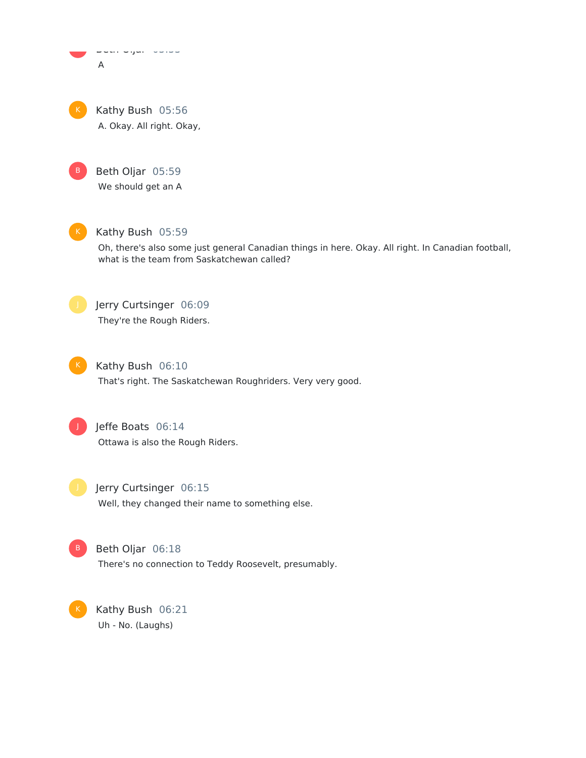Beth Oljar 05:55

A

Kathy Bush 05:56

A. Okay. All right. Okay,

Beth Oljar 05:59

We should get an A

Kathy Bush 05:59

Oh, there's also some just general Canadian things in here. Okay. All right. In Canadian football, what is the team from Saskatchewan called?

Jerry Curtsinger 06:09

They're the Rough Riders.

Kathy Bush 06:10

That's right. The Saskatchewan Roughriders. Very very good.

Jeffe Boats 06:14

Ottawa is also the Rough Riders.

Jerry Curtsinger 06:15

Well, they changed their name to something else.

Beth Oljar 06:18

There's no connection to Teddy Roosevelt, presumably.

Kathy Bush 06:21

Uh - No. (Laughs)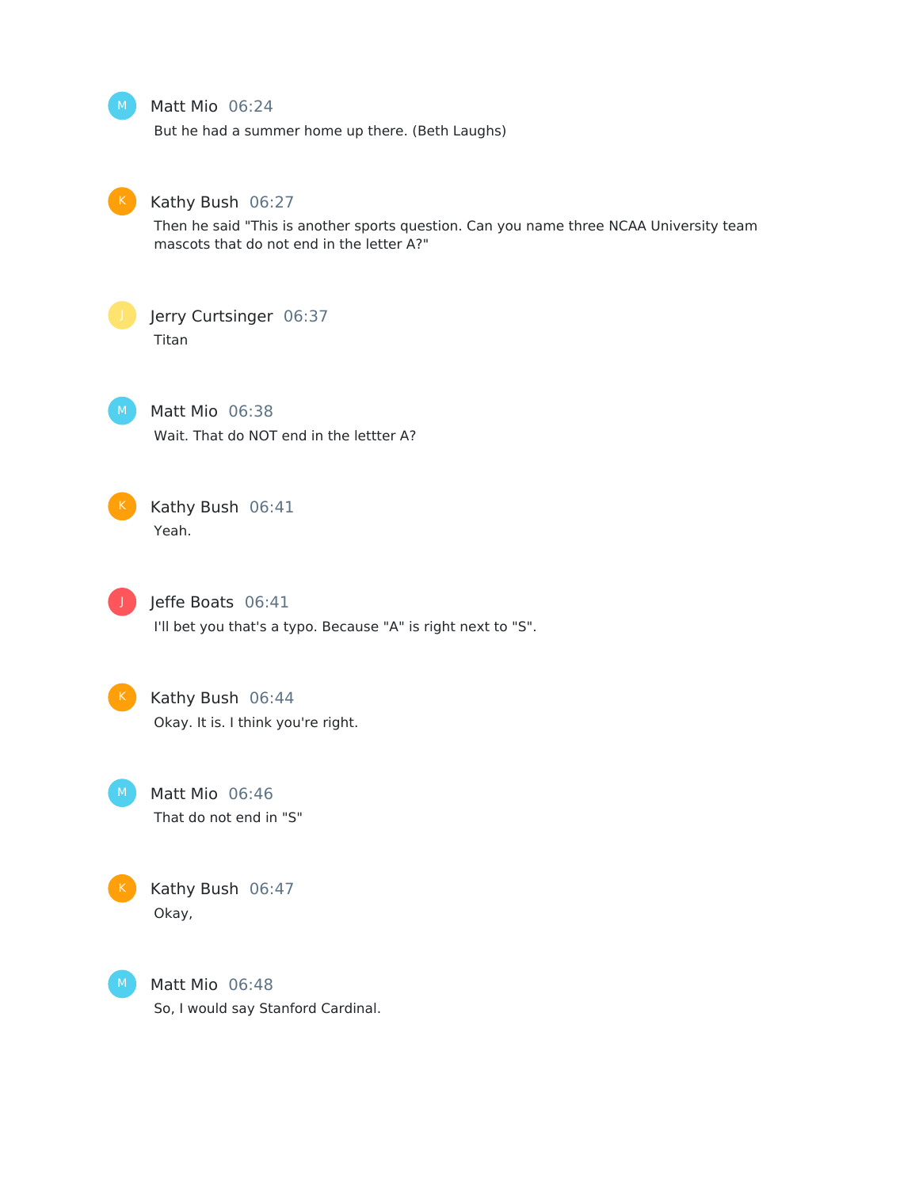M Matt Mio 06:24

But he had a summer home up there. (Beth Laughs)

K Kathy Bush 06:27

Then he said "This is another sports question. Can you name three NCAA University team mascots that do not end in the letter A?"

J Jerry Curtsinger 06:37

Titan

M Matt Mio 06:38

Wait. That do NOT end in the lettter A?

K Kathy Bush 06:41

Yeah.

J Jeffe Boats 06:41

I'll bet you that's a typo. Because "A" is right next to "S".

K Kathy Bush 06:44

Okay. It is. I think you're right.

M Matt Mio 06:46

That do not end in "S"

K Kathy Bush 06:47

Okay,

M Matt Mio 06:48

So, I would say Stanford Cardinal.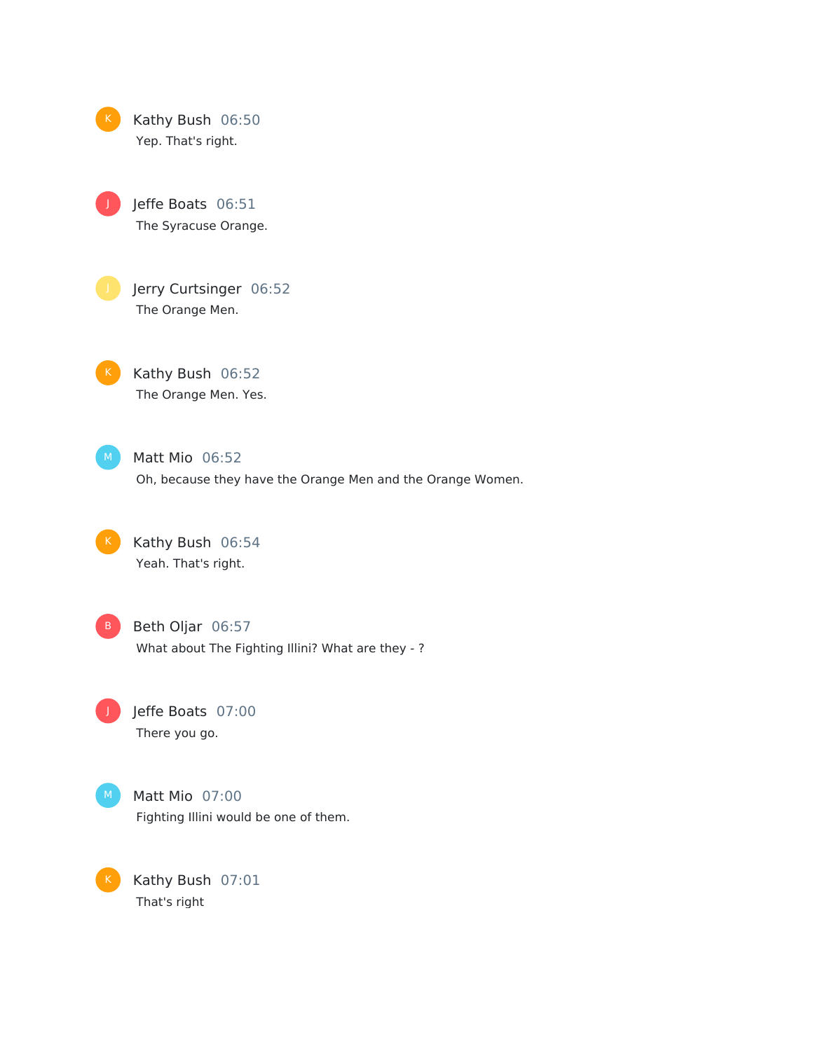Kathy Bush 06:50
Yep. That's right.

Jeffe Boats 06:51
The Syracuse Orange.

Jerry Curtsinger 06:52
The Orange Men.

Kathy Bush 06:52
The Orange Men. Yes.

Matt Mio 06:52
Oh, because they have the Orange Men and the Orange Women.

Kathy Bush 06:54
Yeah. That's right.

Beth Oljar 06:57
What about The Fighting Illini? What are they - ?

Jeffe Boats 07:00
There you go.

Matt Mio 07:00
Fighting Illini would be one of them.

Kathy Bush 07:01
That's right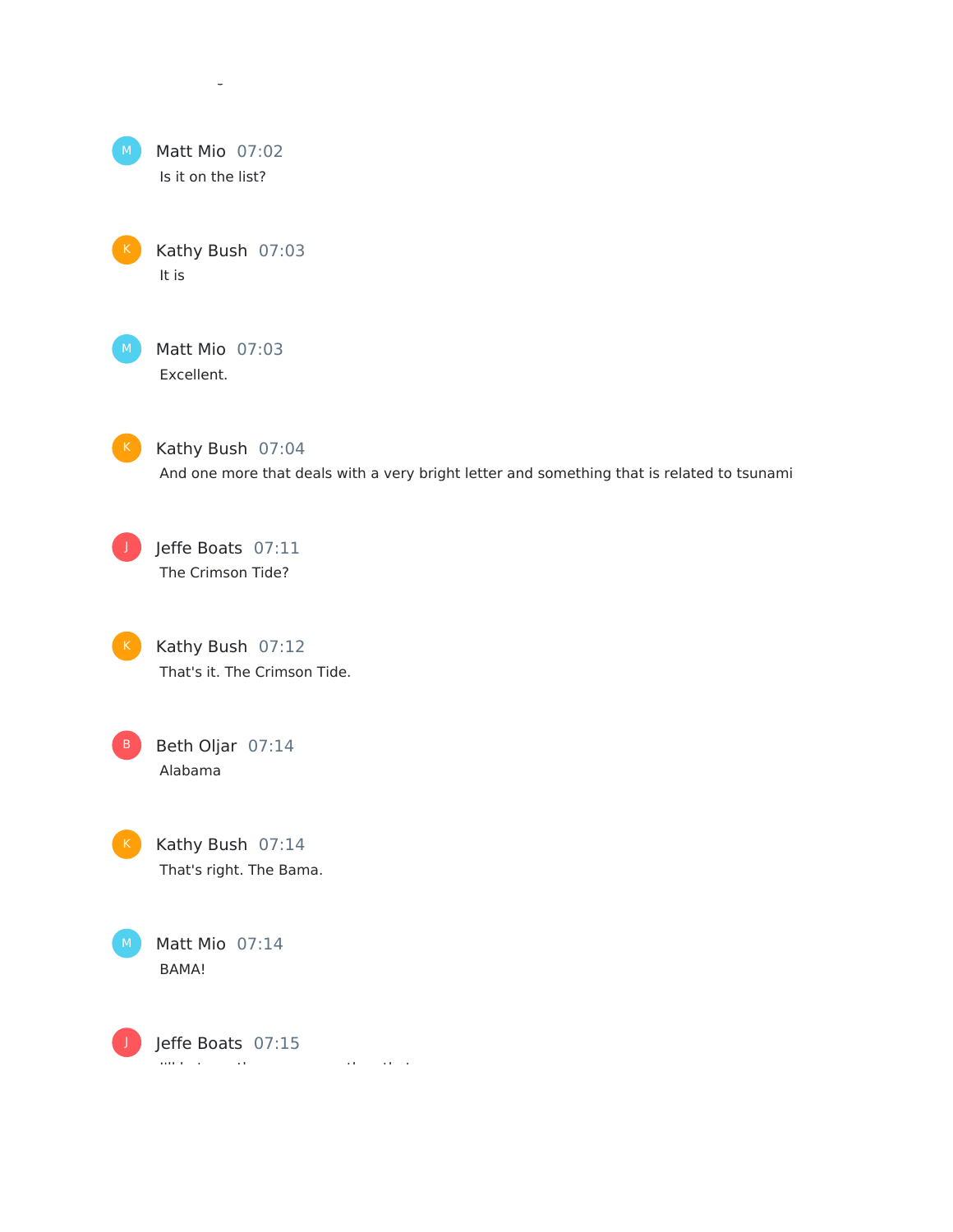-

**Matt Mio** 07:02
Is it on the list?

**Kathy Bush** 07:03
It is

**Matt Mio** 07:03
Excellent.

**Kathy Bush** 07:04
And one more that deals with a very bright letter and something that is related to tsunami

**Jeffe Boats** 07:11
The Crimson Tide?

**Kathy Bush** 07:12
That's it. The Crimson Tide.

**Beth Oljar** 07:14
Alabama

**Kathy Bush** 07:14
That's right. The Bama.

**Matt Mio** 07:14
BAMA!

**Jeffe Boats** 07:15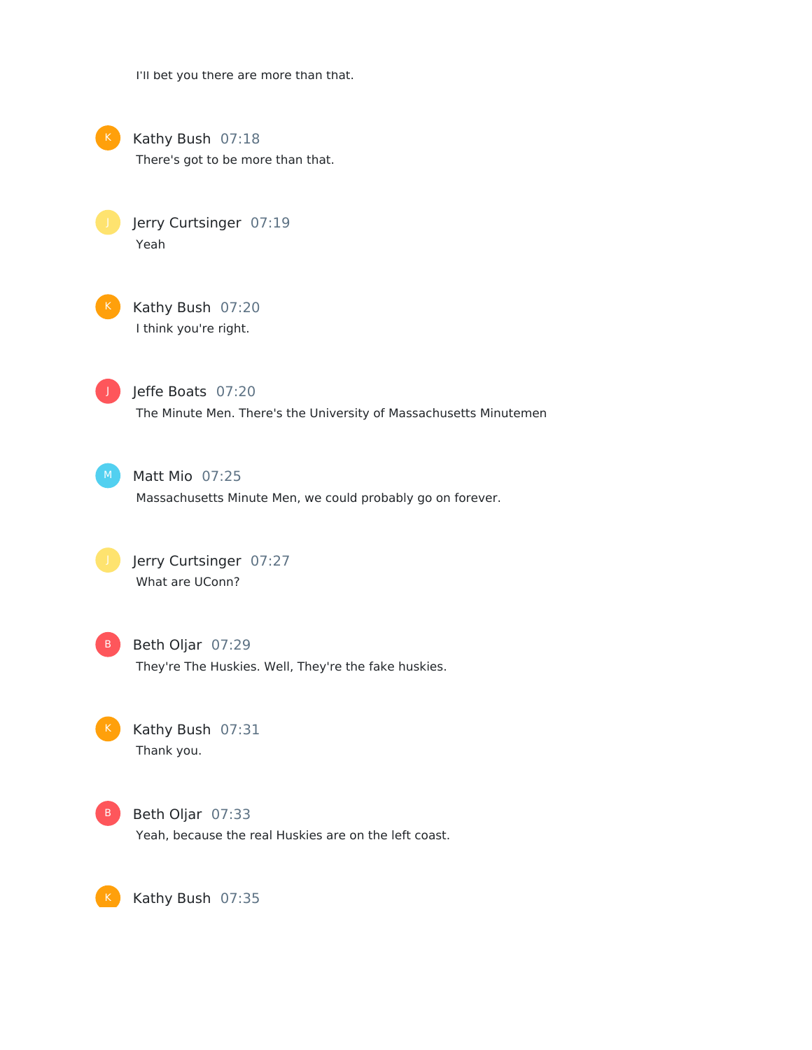I'll bet you there are more than that.

**Kathy Bush** 07:18
There's got to be more than that.

**Jerry Curtsinger** 07:19
Yeah

**Kathy Bush** 07:20
I think you're right.

**Jeffe Boats** 07:20
The Minute Men. There's the University of Massachusetts Minutemen

**Matt Mio** 07:25
Massachusetts Minute Men, we could probably go on forever.

**Jerry Curtsinger** 07:27
What are UConn?

**Beth Oljar** 07:29
They're The Huskies. Well, They're the fake huskies.

**Kathy Bush** 07:31
Thank you.

**Beth Oljar** 07:33
Yeah, because the real Huskies are on the left coast.

**Kathy Bush** 07:35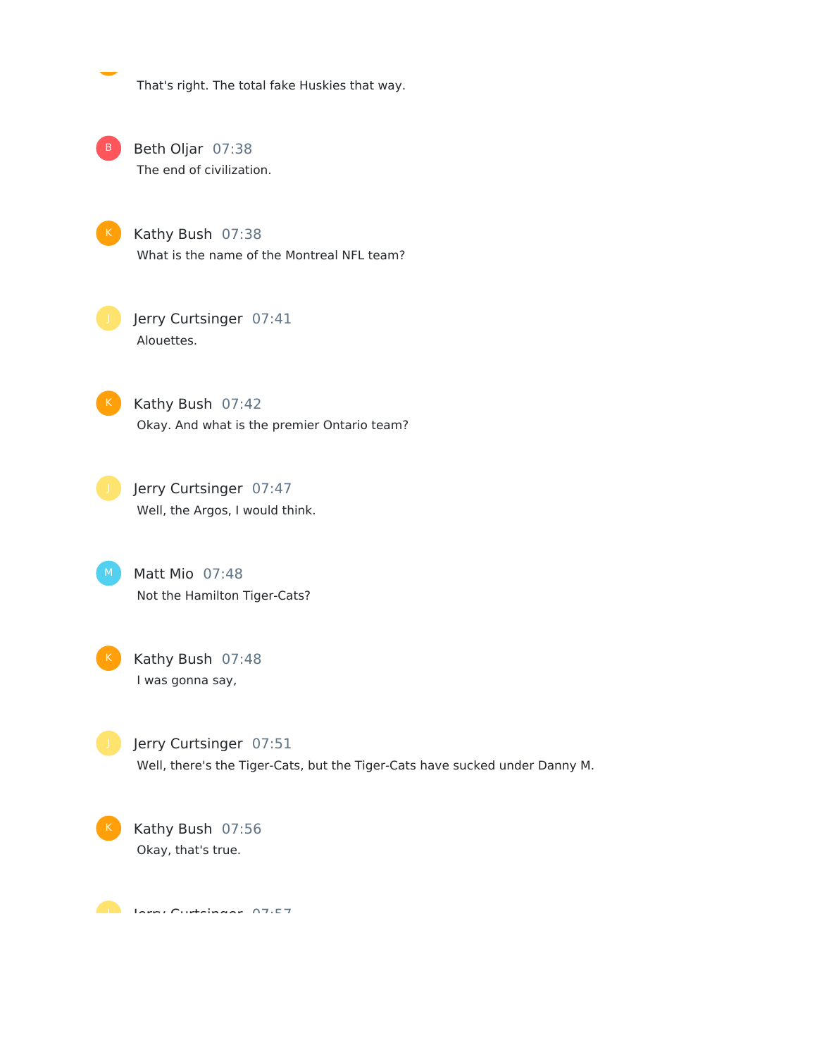That's right. The total fake Huskies that way.

Beth Oljar 07:38
The end of civilization.

Kathy Bush 07:38
What is the name of the Montreal NFL team?

Jerry Curtsinger 07:41
Alouettes.

Kathy Bush 07:42
Okay. And what is the premier Ontario team?

Jerry Curtsinger 07:47
Well, the Argos, I would think.

Matt Mio 07:48
Not the Hamilton Tiger-Cats?

Kathy Bush 07:48
I was gonna say,

Jerry Curtsinger 07:51
Well, there's the Tiger-Cats, but the Tiger-Cats have sucked under Danny M.

Kathy Bush 07:56
Okay, that's true.

Jerry Curtsinger 07:57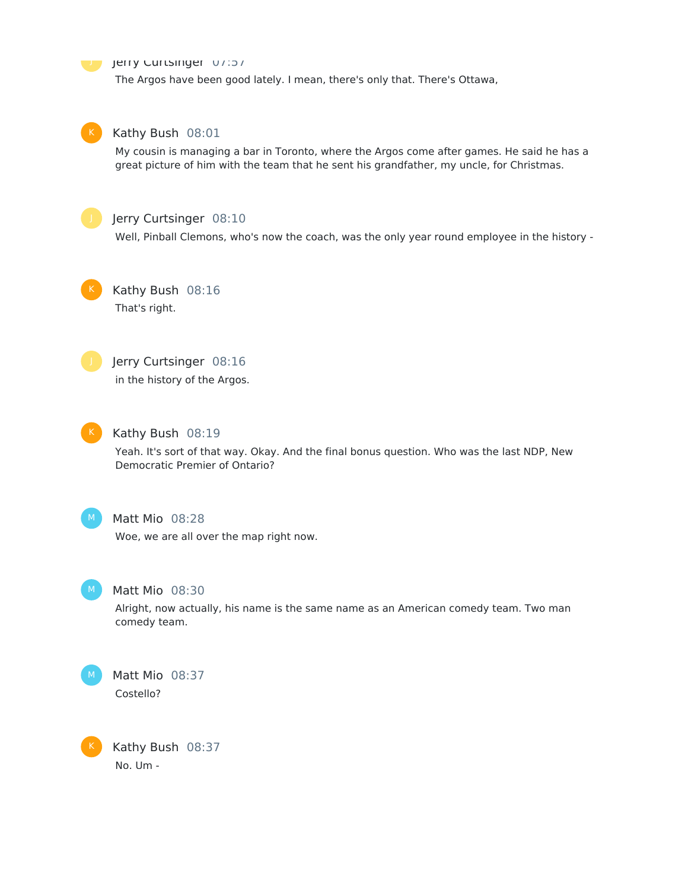Jerry Curtsinger 07:57

The Argos have been good lately. I mean, there's only that. There's Ottawa,

Kathy Bush 08:01

My cousin is managing a bar in Toronto, where the Argos come after games. He said he has a great picture of him with the team that he sent his grandfather, my uncle, for Christmas.

Jerry Curtsinger 08:10

Well, Pinball Clemons, who's now the coach, was the only year round employee in the history -

Kathy Bush 08:16

That's right.

Jerry Curtsinger 08:16

in the history of the Argos.

Kathy Bush 08:19

Yeah. It's sort of that way. Okay. And the final bonus question. Who was the last NDP, New Democratic Premier of Ontario?

Matt Mio 08:28

Woe, we are all over the map right now.

Matt Mio 08:30

Alright, now actually, his name is the same name as an American comedy team. Two man comedy team.

Matt Mio 08:37

Costello?

Kathy Bush 08:37

No. Um -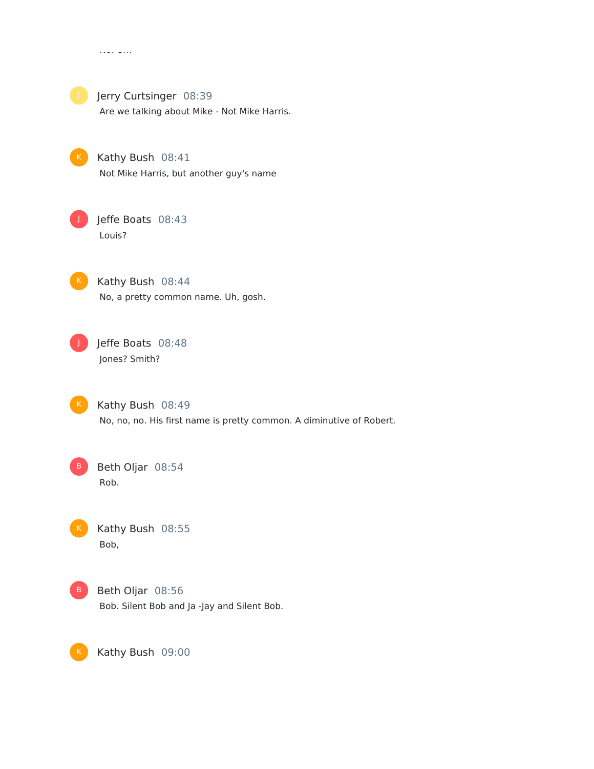Jerry Curtsinger 08:39

Are we talking about Mike - Not Mike Harris.

Kathy Bush 08:41

Not Mike Harris, but another guy's name

Jeffe Boats 08:43

Louis?

Kathy Bush 08:44

No, a pretty common name. Uh, gosh.

Jeffe Boats 08:48

Jones? Smith?

Kathy Bush 08:49

No, no, no. His first name is pretty common. A diminutive of Robert.

Beth Oljar 08:54

Rob.

Kathy Bush 08:55

Bob,

Beth Oljar 08:56

Bob. Silent Bob and Ja -Jay and Silent Bob.

Kathy Bush 09:00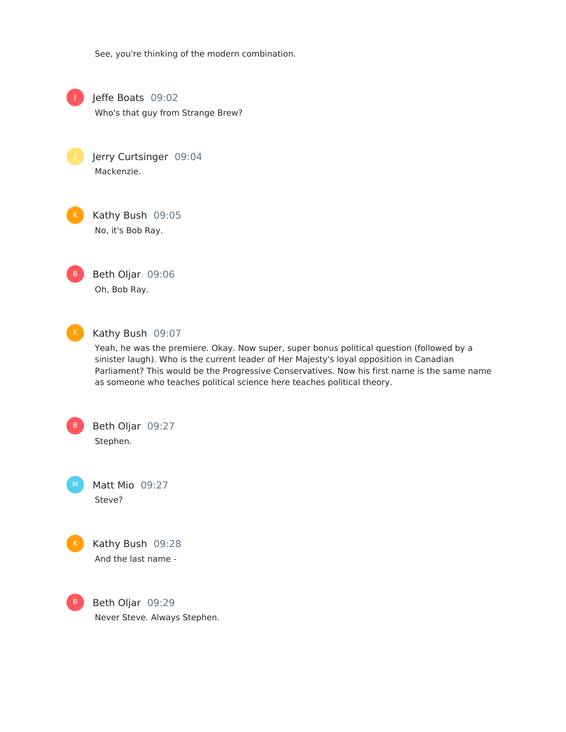See, you're thinking of the modern combination.

**Jeffe Boats** 09:02
Who's that guy from Strange Brew?

**Jerry Curtsinger** 09:04
Mackenzie.

**Kathy Bush** 09:05
No, it's Bob Ray.

**Beth Oljar** 09:06
Oh, Bob Ray.

**Kathy Bush** 09:07
Yeah, he was the premiere. Okay. Now super, super bonus political question (followed by a sinister laugh). Who is the current leader of Her Majesty's loyal opposition in Canadian Parliament? This would be the Progressive Conservatives. Now his first name is the same name as someone who teaches political science here teaches political theory.

**Beth Oljar** 09:27
Stephen.

**Matt Mio** 09:27
Steve?

**Kathy Bush** 09:28
And the last name -

**Beth Oljar** 09:29
Never Steve. Always Stephen.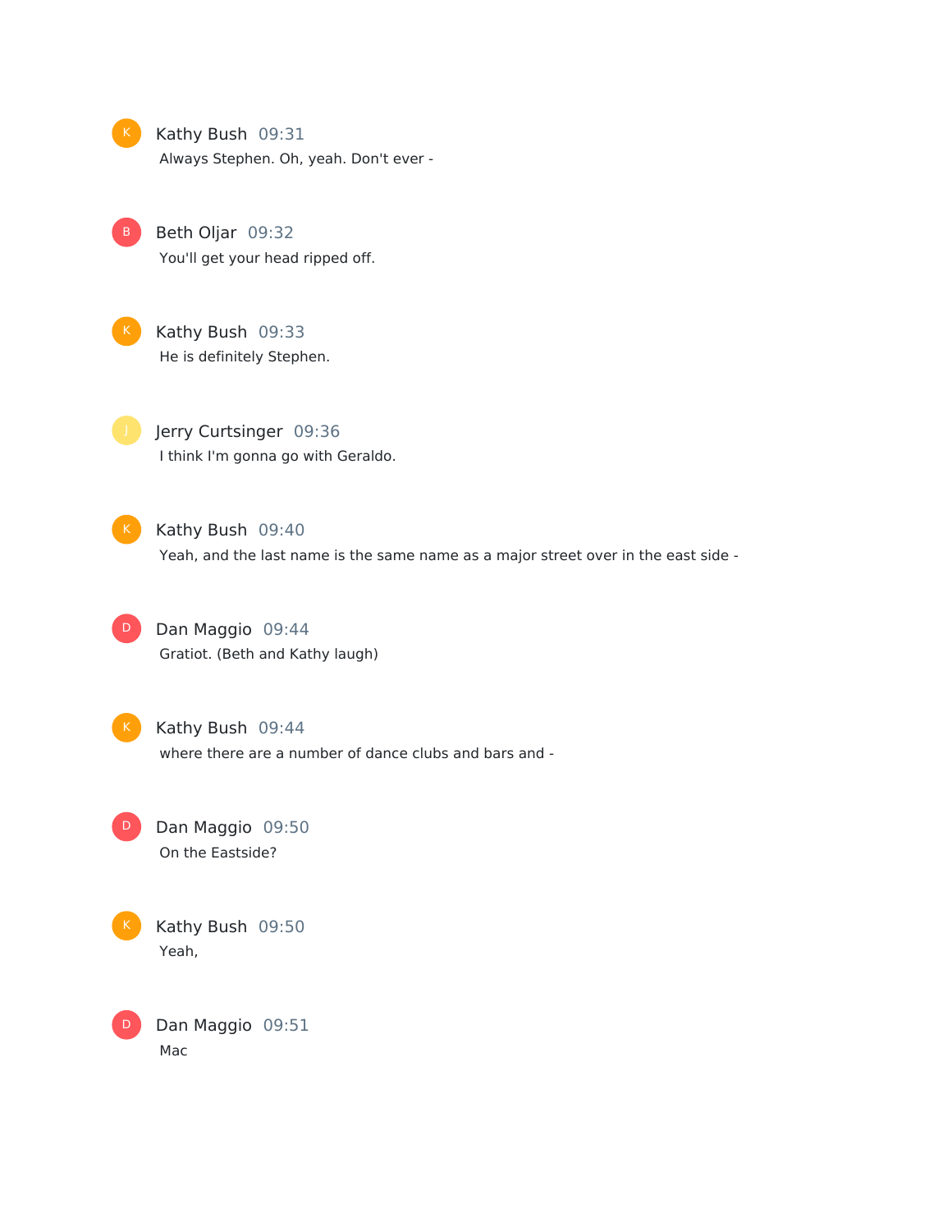Kathy Bush 09:31
Always Stephen. Oh, yeah. Don't ever -

Beth Oljar 09:32
You'll get your head ripped off.

Kathy Bush 09:33
He is definitely Stephen.

Jerry Curtsinger 09:36
I think I'm gonna go with Geraldo.

Kathy Bush 09:40
Yeah, and the last name is the same name as a major street over in the east side -

Dan Maggio 09:44
Gratiot. (Beth and Kathy laugh)

Kathy Bush 09:44
where there are a number of dance clubs and bars and -

Dan Maggio 09:50
On the Eastside?

Kathy Bush 09:50
Yeah,

Dan Maggio 09:51
Mac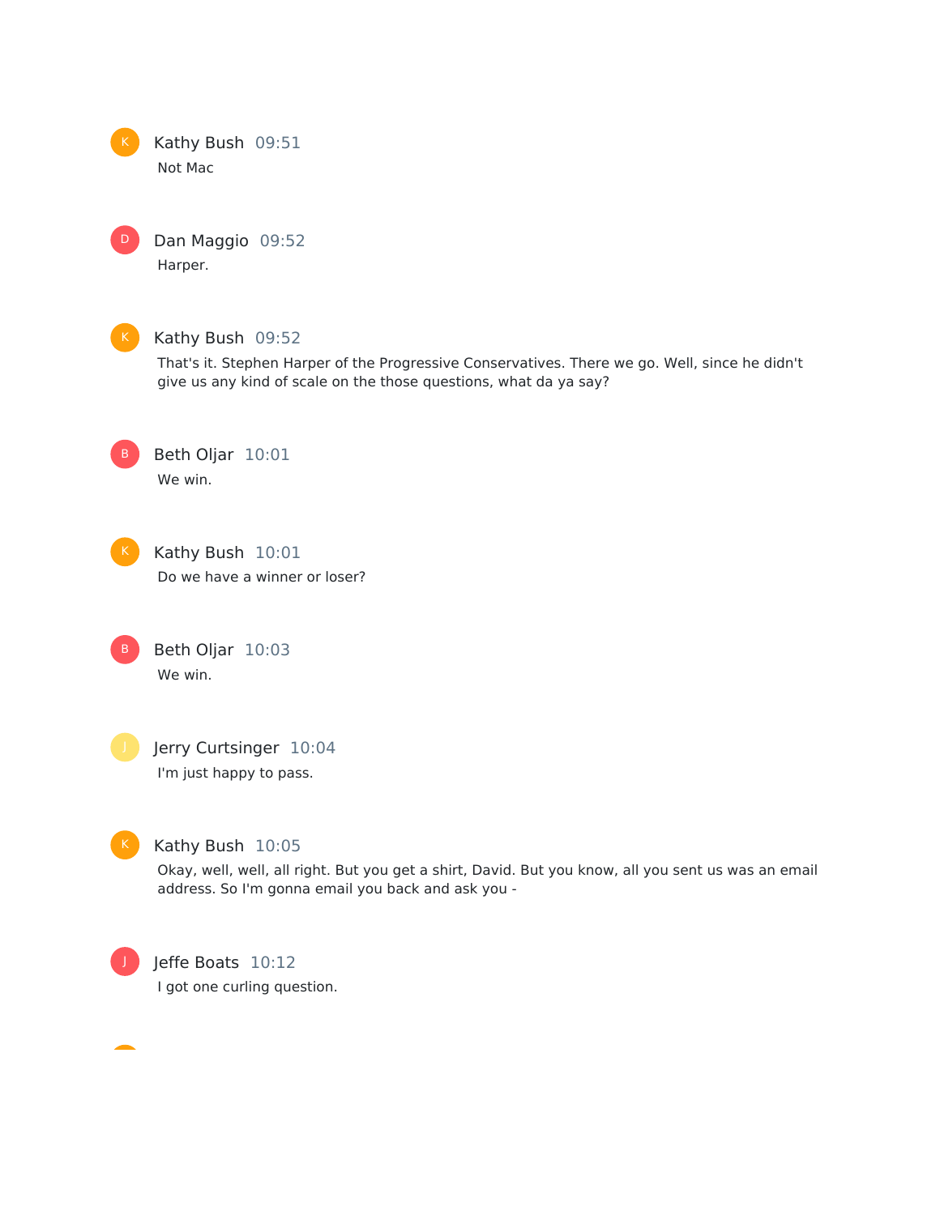Kathy Bush 09:51

Not Mac

Dan Maggio 09:52

Harper.

Kathy Bush 09:52

That's it. Stephen Harper of the Progressive Conservatives. There we go. Well, since he didn't give us any kind of scale on the those questions, what da ya say?

Beth Oljar 10:01

We win.

Kathy Bush 10:01

Do we have a winner or loser?

Beth Oljar 10:03

We win.

Jerry Curtsinger 10:04

I'm just happy to pass.

Kathy Bush 10:05

Okay, well, well, all right. But you get a shirt, David. But you know, all you sent us was an email address. So I'm gonna email you back and ask you -

Jeffe Boats 10:12

I got one curling question.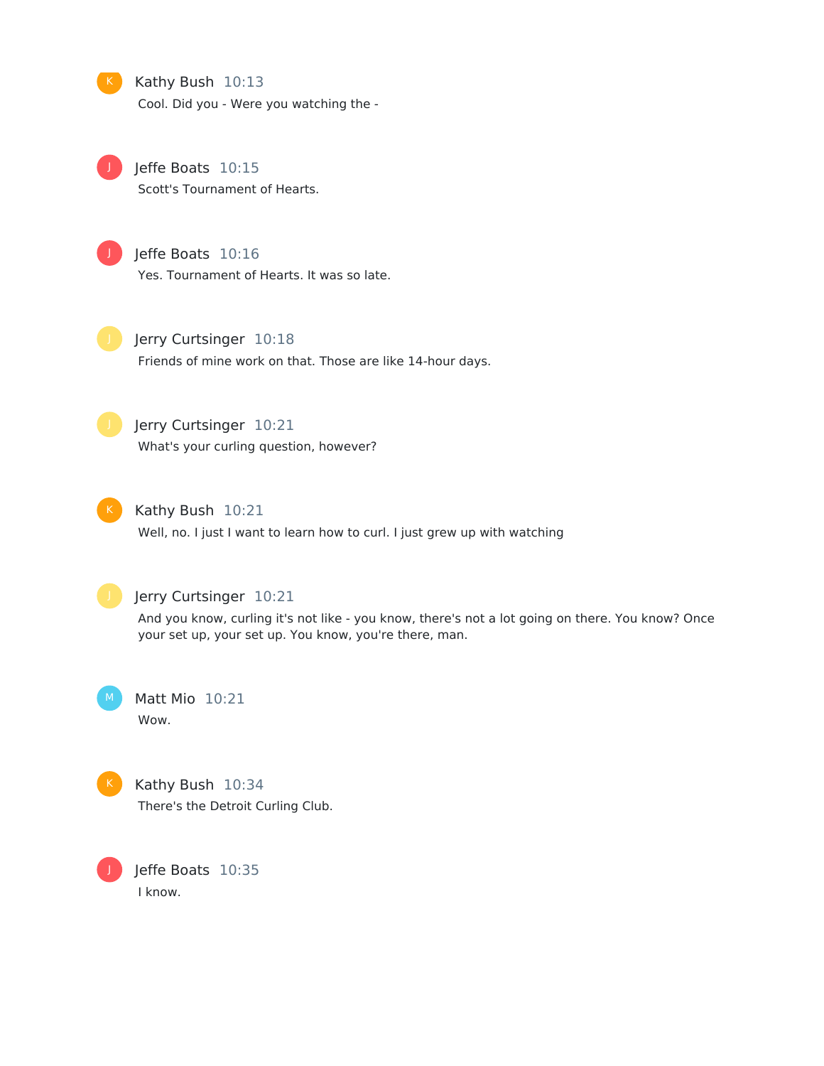K Kathy Bush 10:13

Cool. Did you - Were you watching the -

J Jeffe Boats 10:15

Scott's Tournament of Hearts.

J Jeffe Boats 10:16

Yes. Tournament of Hearts. It was so late.

J Jerry Curtsinger 10:18

Friends of mine work on that. Those are like 14-hour days.

J Jerry Curtsinger 10:21

What's your curling question, however?

K Kathy Bush 10:21

Well, no. I just I want to learn how to curl. I just grew up with watching

J Jerry Curtsinger 10:21

And you know, curling it's not like - you know, there's not a lot going on there. You know? Once your set up, your set up. You know, you're there, man.

M Matt Mio 10:21

Wow.

K Kathy Bush 10:34

There's the Detroit Curling Club.

J Jeffe Boats 10:35

I know.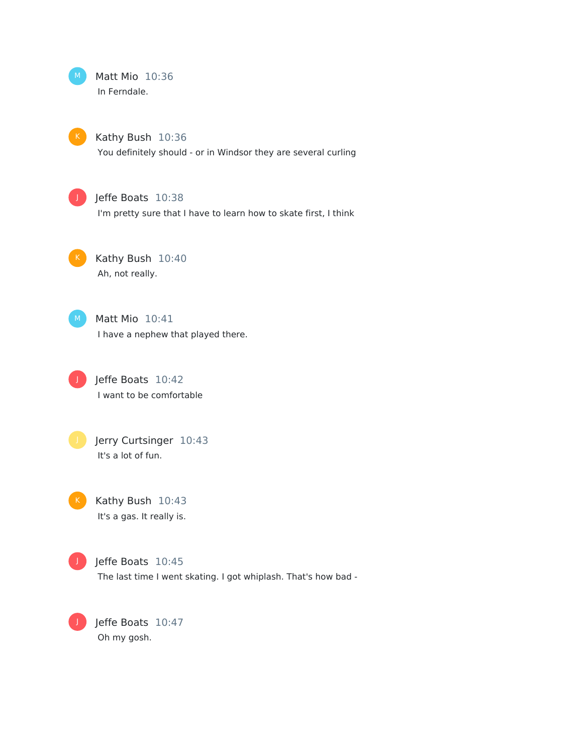Matt Mio 10:36

In Ferndale.

Kathy Bush 10:36

You definitely should - or in Windsor they are several curling

Jeffe Boats 10:38

I'm pretty sure that I have to learn how to skate first, I think

Kathy Bush 10:40

Ah, not really.

Matt Mio 10:41

I have a nephew that played there.

Jeffe Boats 10:42

I want to be comfortable

Jerry Curtsinger 10:43

It's a lot of fun.

Kathy Bush 10:43

It's a gas. It really is.

Jeffe Boats 10:45

The last time I went skating. I got whiplash. That's how bad -

Jeffe Boats 10:47

Oh my gosh.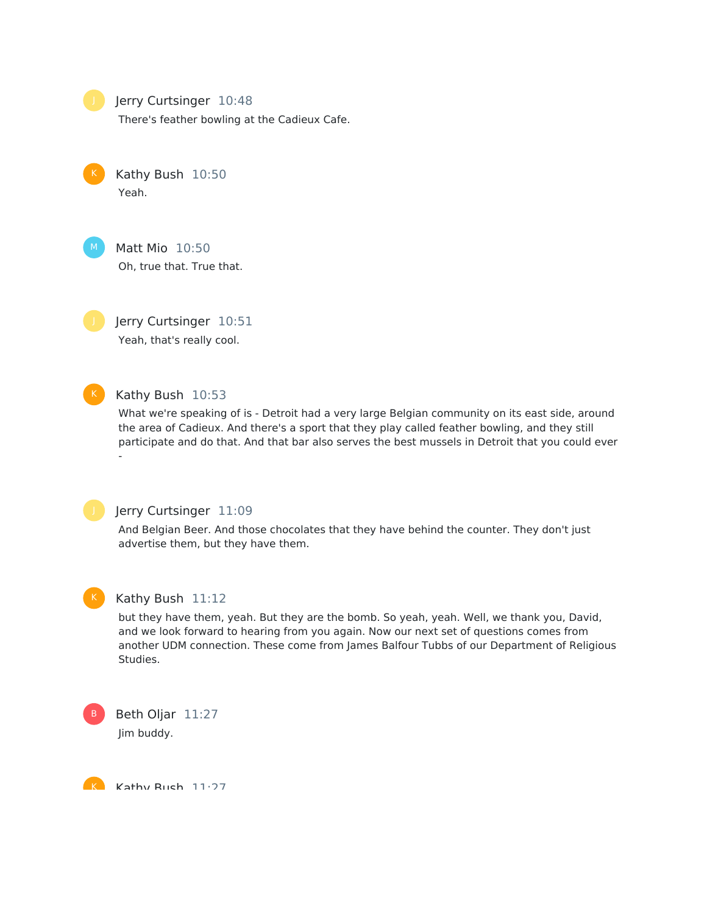Jerry Curtsinger 10:48

There's feather bowling at the Cadieux Cafe.

Kathy Bush 10:50

Yeah.

Matt Mio 10:50

Oh, true that. True that.

Jerry Curtsinger 10:51

Yeah, that's really cool.

Kathy Bush 10:53

What we're speaking of is - Detroit had a very large Belgian community on its east side, around the area of Cadieux. And there's a sport that they play called feather bowling, and they still participate and do that. And that bar also serves the best mussels in Detroit that you could ever -

Jerry Curtsinger 11:09

And Belgian Beer. And those chocolates that they have behind the counter. They don't just advertise them, but they have them.

Kathy Bush 11:12

but they have them, yeah. But they are the bomb. So yeah, yeah. Well, we thank you, David, and we look forward to hearing from you again. Now our next set of questions comes from another UDM connection. These come from James Balfour Tubbs of our Department of Religious Studies.

Beth Oljar 11:27

Jim buddy.

Kathy Bush 11:27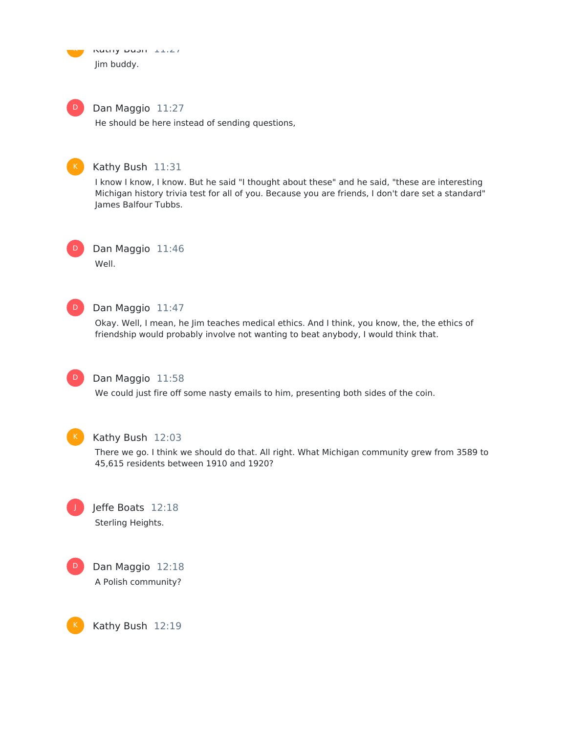Kathy Bush 11:27

Jim buddy.

Dan Maggio 11:27

He should be here instead of sending questions,

Kathy Bush 11:31

I know I know, I know. But he said "I thought about these" and he said, "these are interesting Michigan history trivia test for all of you. Because you are friends, I don't dare set a standard" James Balfour Tubbs.

Dan Maggio 11:46

Well.

Dan Maggio 11:47

Okay. Well, I mean, he Jim teaches medical ethics. And I think, you know, the, the ethics of friendship would probably involve not wanting to beat anybody, I would think that.

Dan Maggio 11:58

We could just fire off some nasty emails to him, presenting both sides of the coin.

Kathy Bush 12:03

There we go. I think we should do that. All right. What Michigan community grew from 3589 to 45,615 residents between 1910 and 1920?

Jeffe Boats 12:18

Sterling Heights.

Dan Maggio 12:18

A Polish community?

Kathy Bush 12:19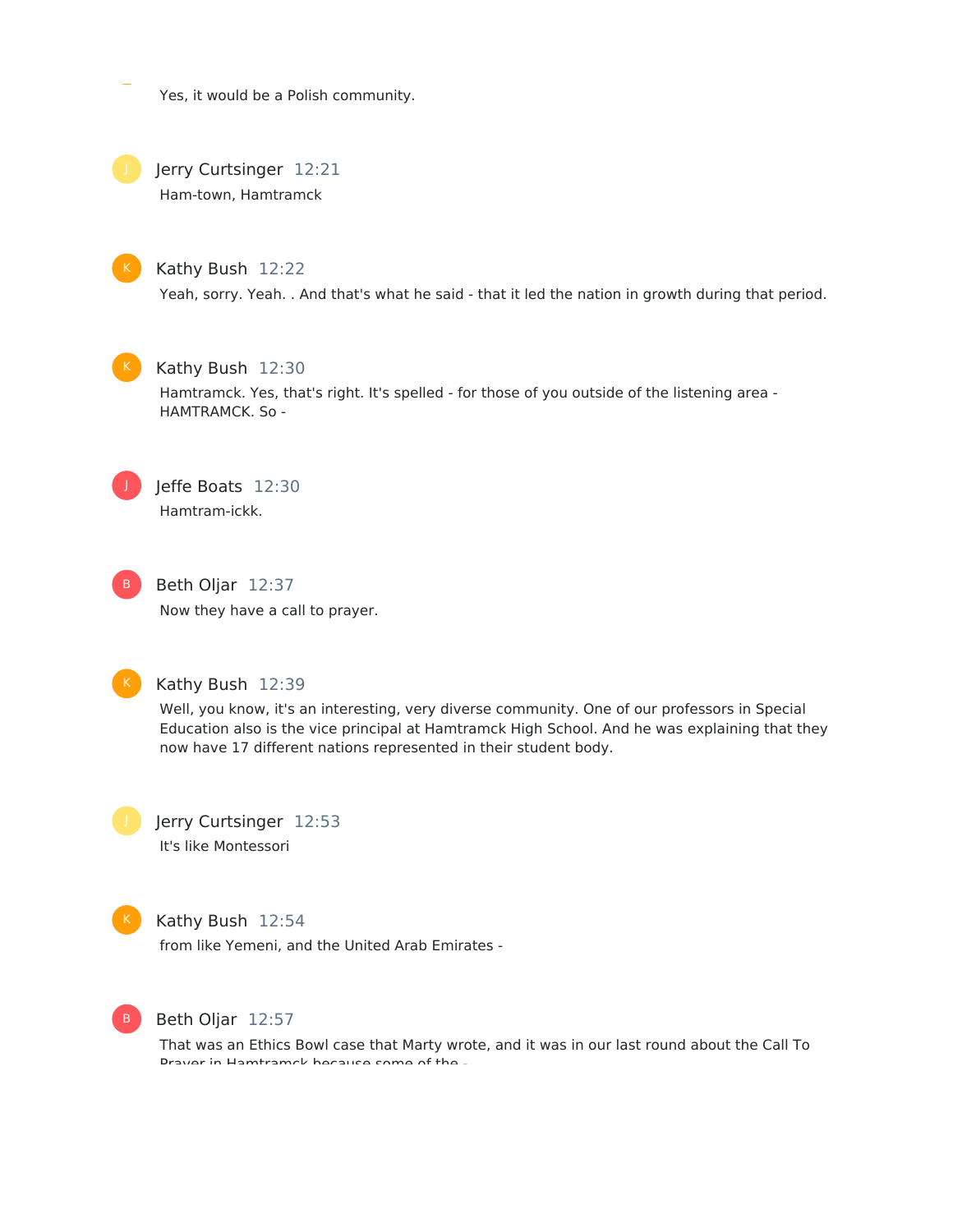Yes, it would be a Polish community.

Jerry Curtsinger 12:21
Ham-town, Hamtramck

Kathy Bush 12:22
Yeah, sorry. Yeah. . And that's what he said - that it led the nation in growth during that period.

Kathy Bush 12:30
Hamtramck. Yes, that's right. It's spelled - for those of you outside of the listening area - HAMTRAMCK. So -

Jeffe Boats 12:30
Hamtram-ickk.

Beth Oljar 12:37
Now they have a call to prayer.

Kathy Bush 12:39
Well, you know, it's an interesting, very diverse community. One of our professors in Special Education also is the vice principal at Hamtramck High School. And he was explaining that they now have 17 different nations represented in their student body.

Jerry Curtsinger 12:53
It's like Montessori

Kathy Bush 12:54
from like Yemeni, and the United Arab Emirates -

Beth Oljar 12:57
That was an Ethics Bowl case that Marty wrote, and it was in our last round about the Call To Prayer in Hamtramck because some of the -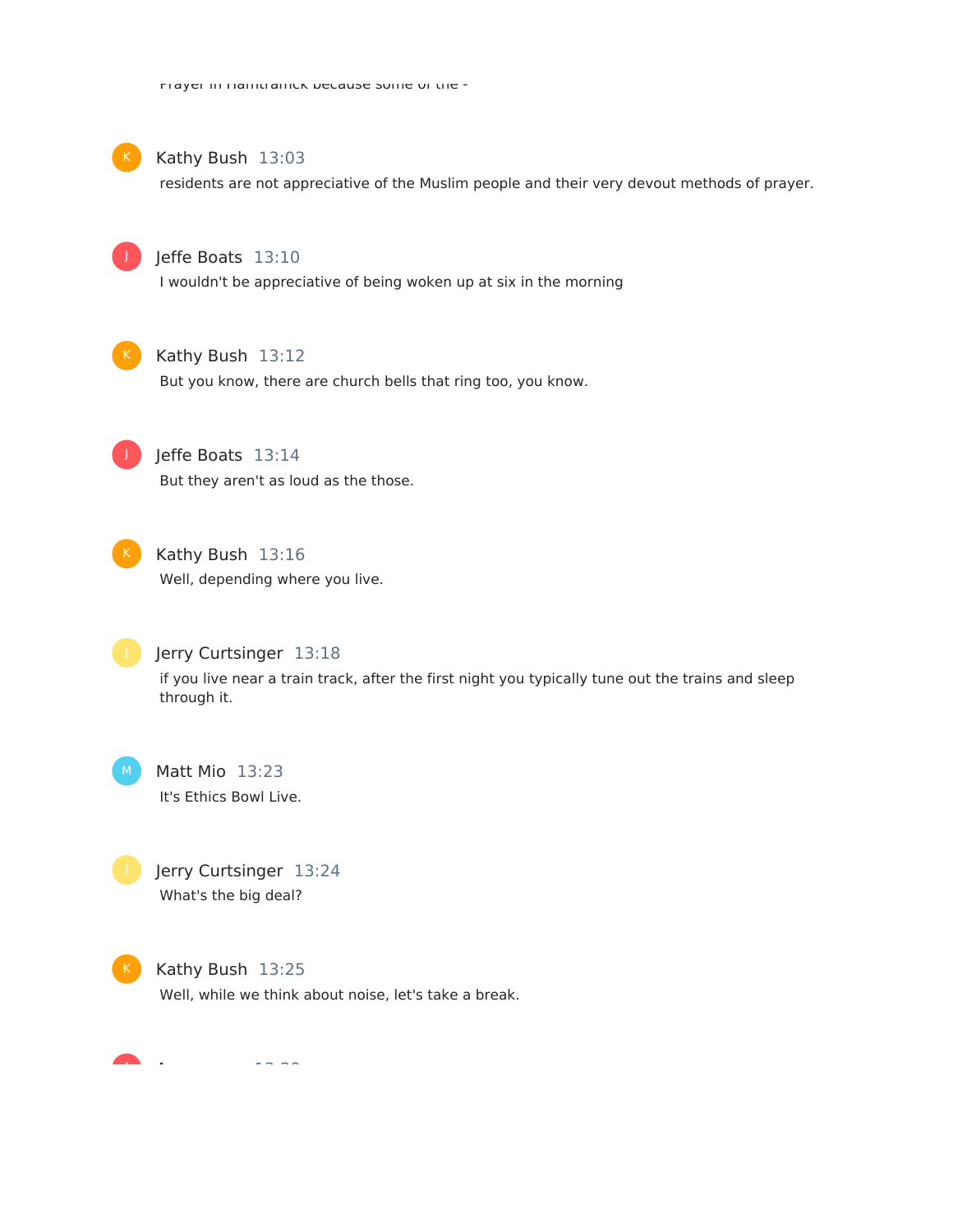Prayer in Hamtramck because some of the -

Kathy Bush 13:03

residents are not appreciative of the Muslim people and their very devout methods of prayer.

Jeffe Boats 13:10

I wouldn't be appreciative of being woken up at six in the morning

Kathy Bush 13:12

But you know, there are church bells that ring too, you know.

Jeffe Boats 13:14

But they aren't as loud as the those.

Kathy Bush 13:16

Well, depending where you live.

Jerry Curtsinger 13:18

if you live near a train track, after the first night you typically tune out the trains and sleep through it.

Matt Mio 13:23

It's Ethics Bowl Live.

Jerry Curtsinger 13:24

What's the big deal?

Kathy Bush 13:25

Well, while we think about noise, let's take a break.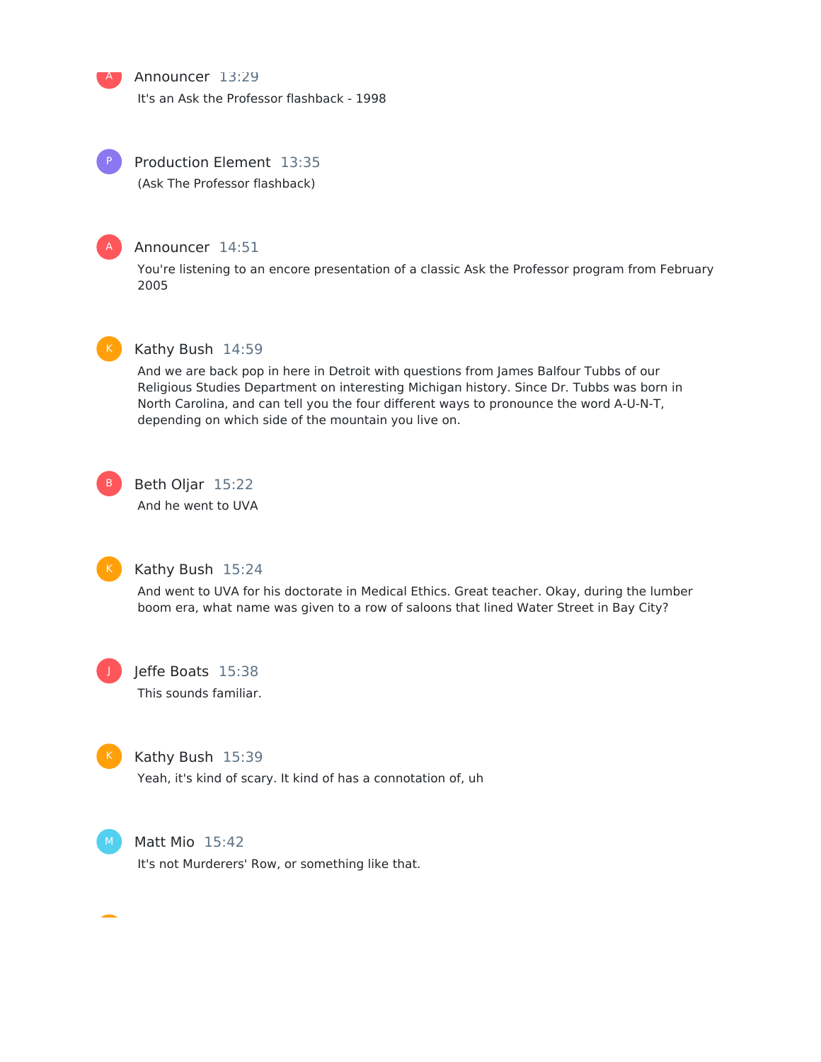**Announcer** 13:29

It's an Ask the Professor flashback - 1998

**Production Element** 13:35

(Ask The Professor flashback)

**Announcer** 14:51

You're listening to an encore presentation of a classic Ask the Professor program from February 2005

**Kathy Bush** 14:59

And we are back pop in here in Detroit with questions from James Balfour Tubbs of our Religious Studies Department on interesting Michigan history. Since Dr. Tubbs was born in North Carolina, and can tell you the four different ways to pronounce the word A-U-N-T, depending on which side of the mountain you live on.

**Beth Oljar** 15:22

And he went to UVA

**Kathy Bush** 15:24

And went to UVA for his doctorate in Medical Ethics. Great teacher. Okay, during the lumber boom era, what name was given to a row of saloons that lined Water Street in Bay City?

**Jeffe Boats** 15:38

This sounds familiar.

**Kathy Bush** 15:39

Yeah, it's kind of scary. It kind of has a connotation of, uh

**Matt Mio** 15:42

It's not Murderers' Row, or something like that.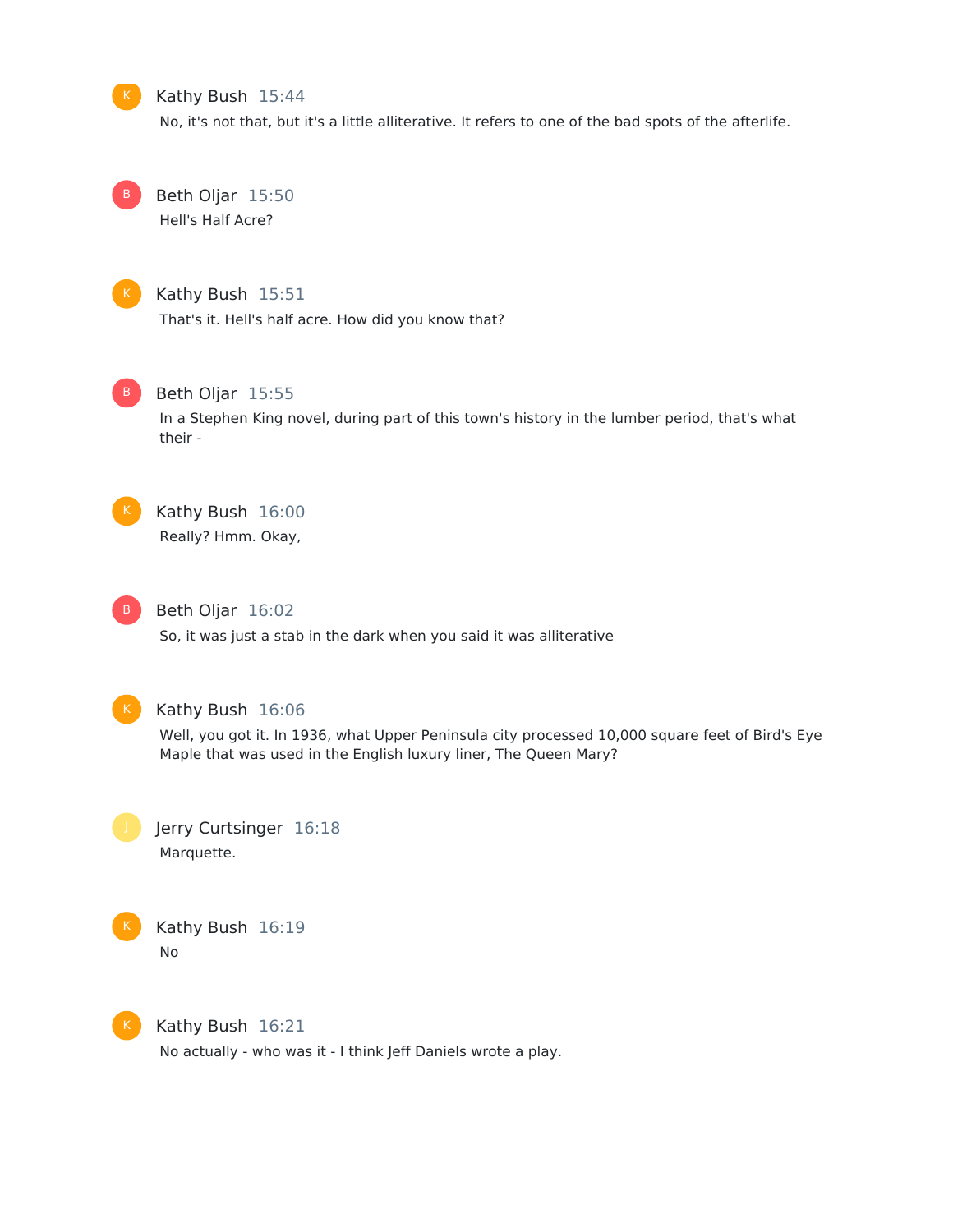Kathy Bush 15:44

No, it's not that, but it's a little alliterative. It refers to one of the bad spots of the afterlife.

Beth Oljar 15:50

Hell's Half Acre?

Kathy Bush 15:51

That's it. Hell's half acre. How did you know that?

Beth Oljar 15:55

In a Stephen King novel, during part of this town's history in the lumber period, that's what their -

Kathy Bush 16:00

Really? Hmm. Okay,

Beth Oljar 16:02

So, it was just a stab in the dark when you said it was alliterative

Kathy Bush 16:06

Well, you got it. In 1936, what Upper Peninsula city processed 10,000 square feet of Bird's Eye Maple that was used in the English luxury liner, The Queen Mary?

Jerry Curtsinger 16:18

Marquette.

Kathy Bush 16:19

No

Kathy Bush 16:21

No actually - who was it - I think Jeff Daniels wrote a play.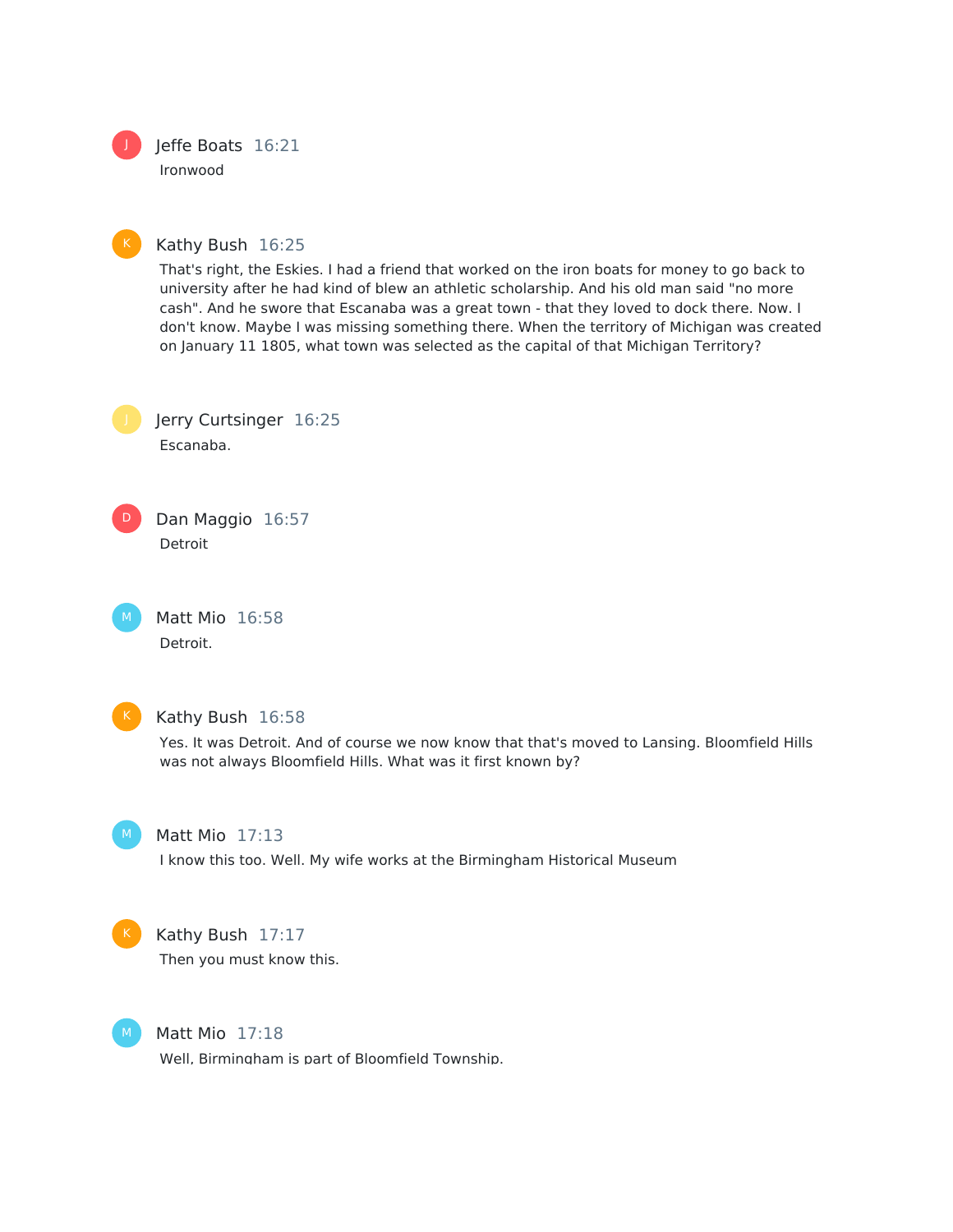**Jeffe Boats** 16:21

Ironwood

**Kathy Bush** 16:25

That's right, the Eskies. I had a friend that worked on the iron boats for money to go back to university after he had kind of blew an athletic scholarship. And his old man said "no more cash". And he swore that Escanaba was a great town - that they loved to dock there. Now. I don't know. Maybe I was missing something there. When the territory of Michigan was created on January 11 1805, what town was selected as the capital of that Michigan Territory?

**Jerry Curtsinger** 16:25

Escanaba.

**Dan Maggio** 16:57

Detroit

**Matt Mio** 16:58

Detroit.

**Kathy Bush** 16:58

Yes. It was Detroit. And of course we now know that that's moved to Lansing. Bloomfield Hills was not always Bloomfield Hills. What was it first known by?

**Matt Mio** 17:13

I know this too. Well. My wife works at the Birmingham Historical Museum

**Kathy Bush** 17:17

Then you must know this.

**Matt Mio** 17:18

Well, Birmingham is part of Bloomfield Township.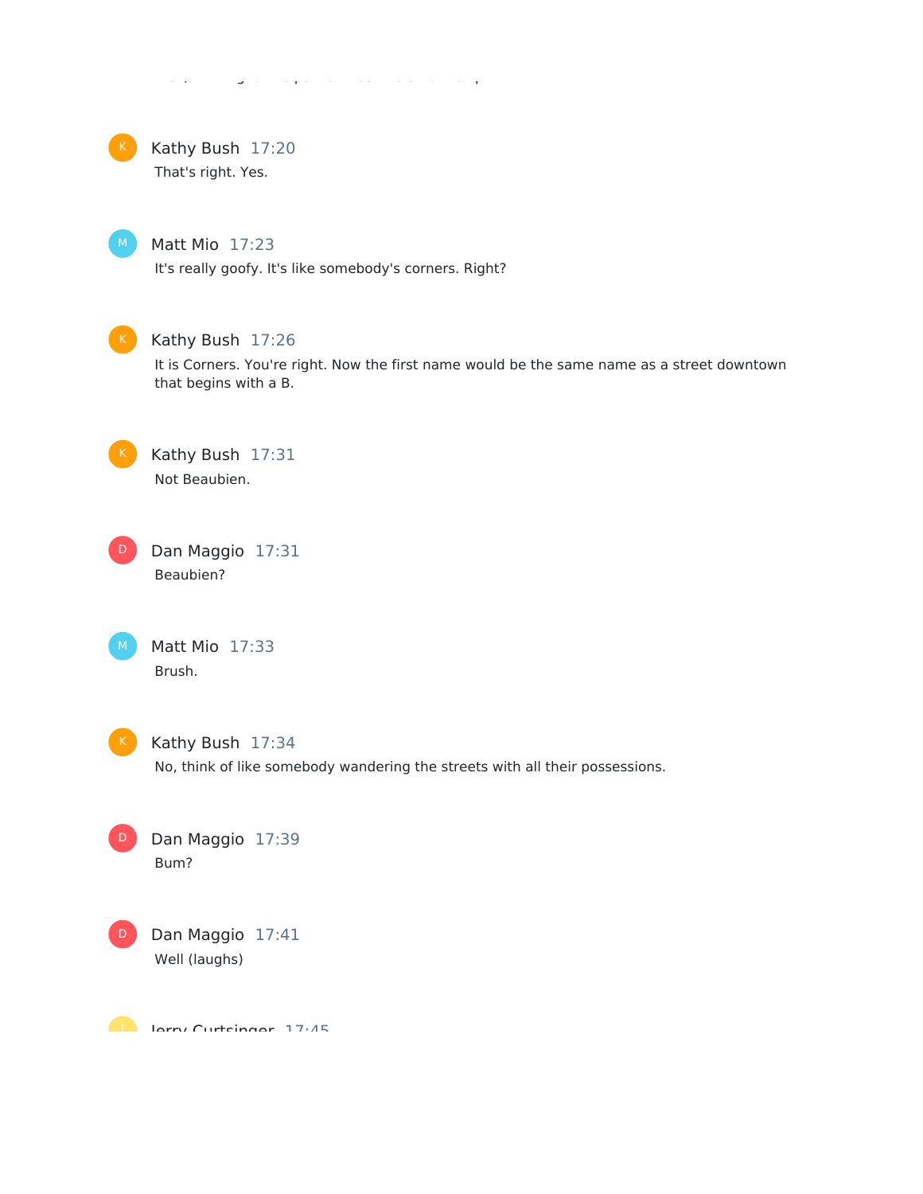**Kathy Bush** 17:20

That's right. Yes.

**Matt Mio** 17:23

It's really goofy. It's like somebody's corners. Right?

**Kathy Bush** 17:26

It is Corners. You're right. Now the first name would be the same name as a street downtown that begins with a B.

**Kathy Bush** 17:31

Not Beaubien.

**Dan Maggio** 17:31

Beaubien?

**Matt Mio** 17:33

Brush.

**Kathy Bush** 17:34

No, think of like somebody wandering the streets with all their possessions.

**Dan Maggio** 17:39

Bum?

**Dan Maggio** 17:41

Well (laughs)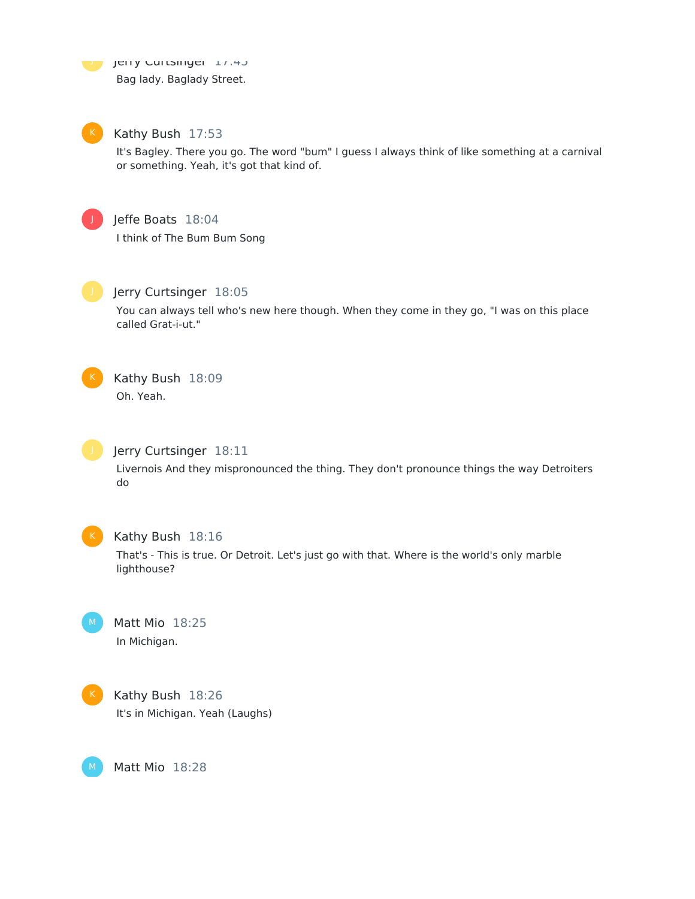Jerry Curtsinger 17:45

Bag lady. Baglady Street.

Kathy Bush 17:53

It's Bagley. There you go. The word "bum" I guess I always think of like something at a carnival or something. Yeah, it's got that kind of.

Jeffe Boats 18:04

I think of The Bum Bum Song

Jerry Curtsinger 18:05

You can always tell who's new here though. When they come in they go, "I was on this place called Grat-i-ut."

Kathy Bush 18:09

Oh. Yeah.

Jerry Curtsinger 18:11

Livernois And they mispronounced the thing. They don't pronounce things the way Detroiters do

Kathy Bush 18:16

That's - This is true. Or Detroit. Let's just go with that. Where is the world's only marble lighthouse?

Matt Mio 18:25

In Michigan.

Kathy Bush 18:26

It's in Michigan. Yeah (Laughs)

Matt Mio 18:28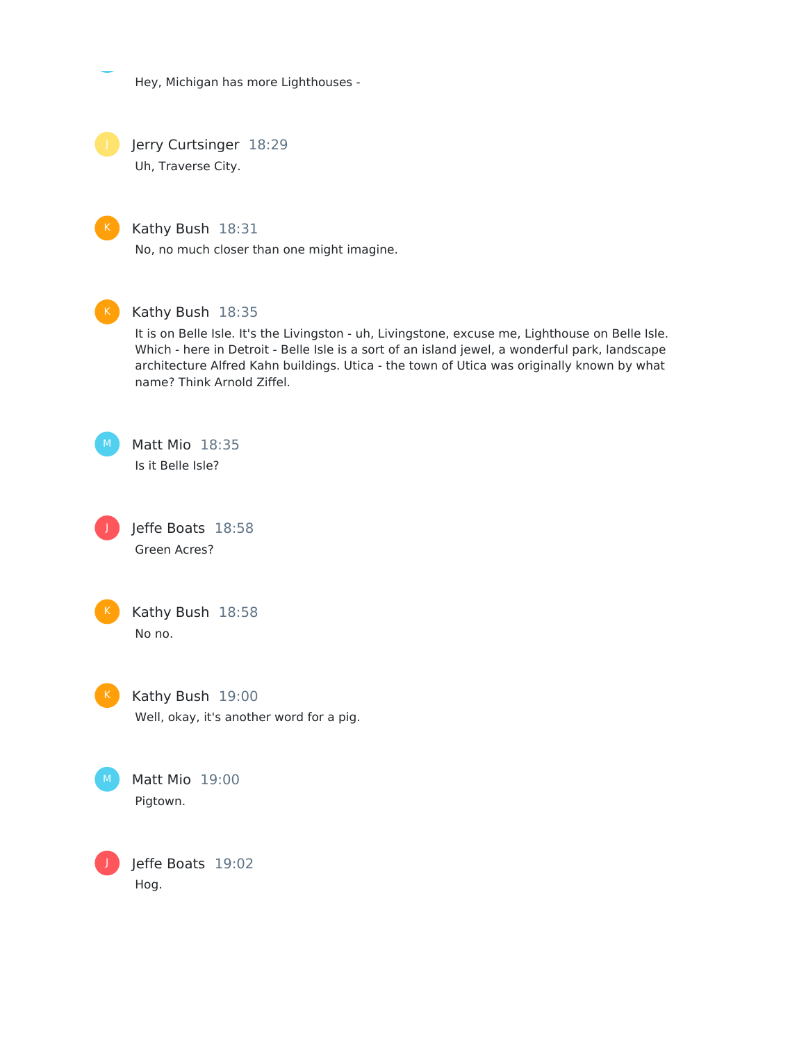Hey, Michigan has more Lighthouses -

**Jerry Curtsinger** 18:29

Uh, Traverse City.

**Kathy Bush** 18:31

No, no much closer than one might imagine.

**Kathy Bush** 18:35

It is on Belle Isle. It's the Livingston - uh, Livingstone, excuse me, Lighthouse on Belle Isle. Which - here in Detroit - Belle Isle is a sort of an island jewel, a wonderful park, landscape architecture Alfred Kahn buildings. Utica - the town of Utica was originally known by what name? Think Arnold Ziffel.

**Matt Mio** 18:35

Is it Belle Isle?

**Jeffe Boats** 18:58

Green Acres?

**Kathy Bush** 18:58

No no.

**Kathy Bush** 19:00

Well, okay, it's another word for a pig.

**Matt Mio** 19:00

Pigtown.

**Jeffe Boats** 19:02

Hog.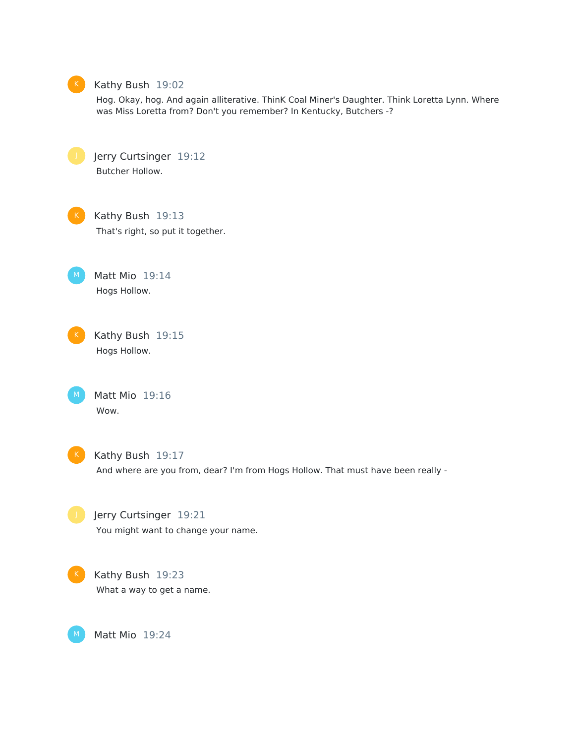Kathy Bush 19:02

Hog. Okay, hog. And again alliterative. ThinK Coal Miner's Daughter. Think Loretta Lynn. Where was Miss Loretta from? Don't you remember? In Kentucky, Butchers -?

Jerry Curtsinger 19:12

Butcher Hollow.

Kathy Bush 19:13

That's right, so put it together.

Matt Mio 19:14

Hogs Hollow.

Kathy Bush 19:15

Hogs Hollow.

Matt Mio 19:16

Wow.

Kathy Bush 19:17

And where are you from, dear? I'm from Hogs Hollow. That must have been really -

Jerry Curtsinger 19:21

You might want to change your name.

Kathy Bush 19:23

What a way to get a name.

Matt Mio 19:24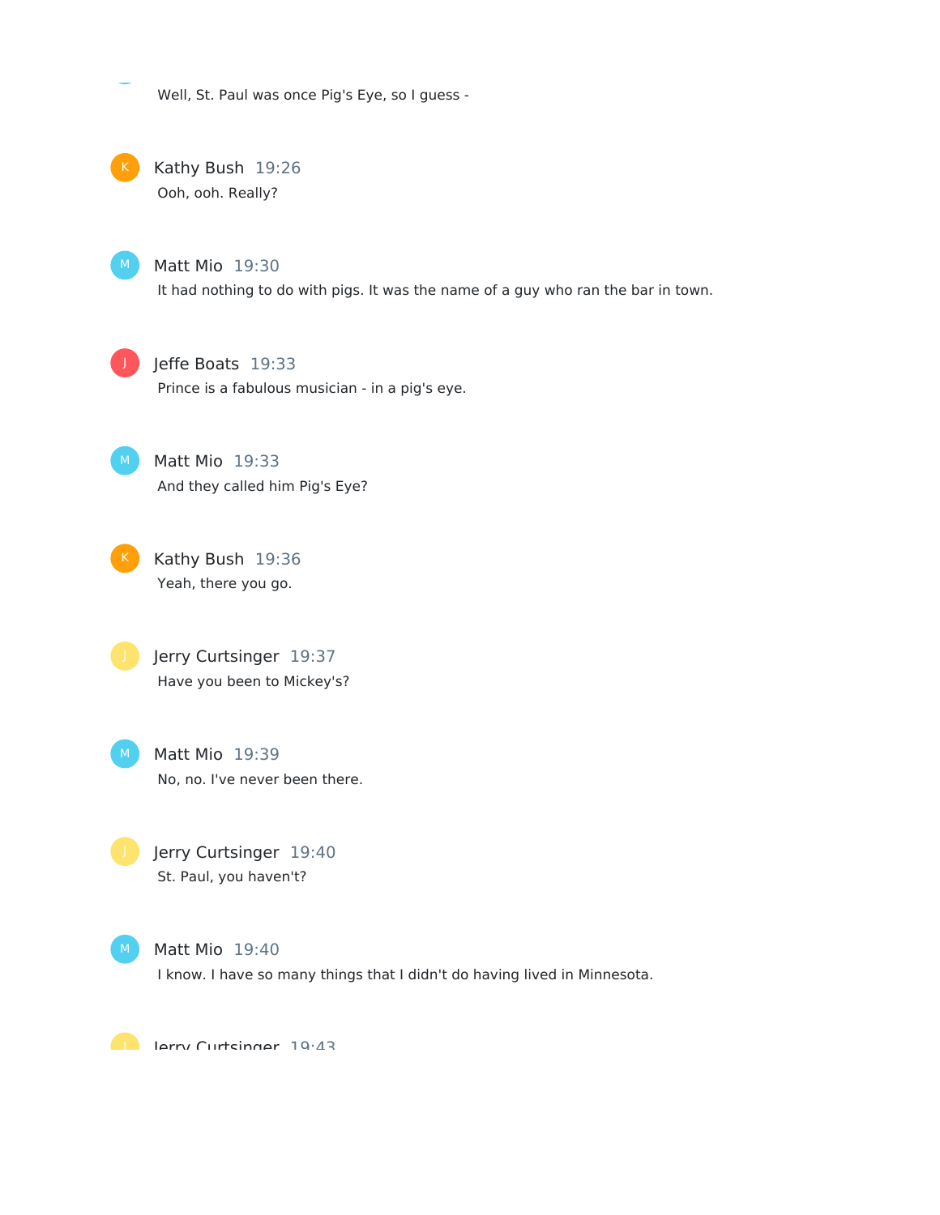Well, St. Paul was once Pig's Eye, so I guess -

Kathy Bush 19:26
Ooh, ooh. Really?

Matt Mio 19:30
It had nothing to do with pigs. It was the name of a guy who ran the bar in town.

Jeffe Boats 19:33
Prince is a fabulous musician - in a pig's eye.

Matt Mio 19:33
And they called him Pig's Eye?

Kathy Bush 19:36
Yeah, there you go.

Jerry Curtsinger 19:37
Have you been to Mickey's?

Matt Mio 19:39
No, no. I've never been there.

Jerry Curtsinger 19:40
St. Paul, you haven't?

Matt Mio 19:40
I know. I have so many things that I didn't do having lived in Minnesota.

Jerry Curtsinger 19:43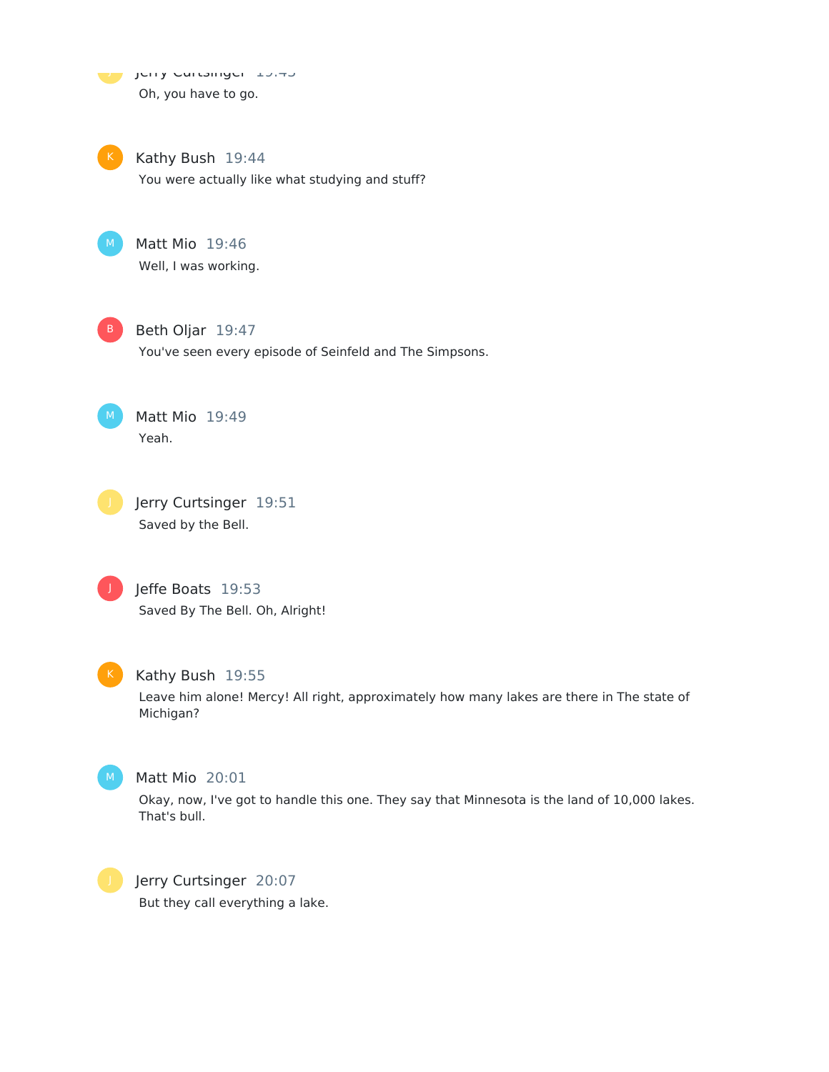Jerry Curtsinger 19:43

Oh, you have to go.

Kathy Bush 19:44

You were actually like what studying and stuff?

Matt Mio 19:46

Well, I was working.

Beth Oljar 19:47

You've seen every episode of Seinfeld and The Simpsons.

Matt Mio 19:49

Yeah.

Jerry Curtsinger 19:51

Saved by the Bell.

Jeffe Boats 19:53

Saved By The Bell. Oh, Alright!

Kathy Bush 19:55

Leave him alone! Mercy! All right, approximately how many lakes are there in The state of Michigan?

Matt Mio 20:01

Okay, now, I've got to handle this one. They say that Minnesota is the land of 10,000 lakes. That's bull.

Jerry Curtsinger 20:07

But they call everything a lake.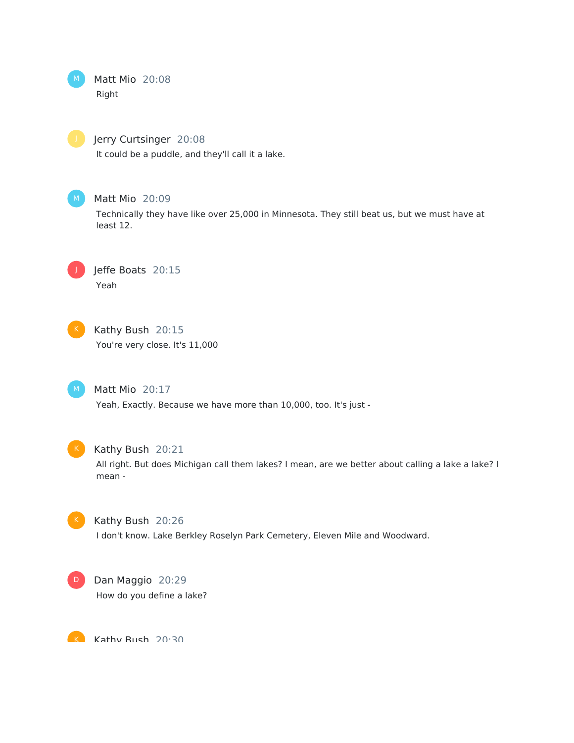**Matt Mio** 20:08
Right

**Jerry Curtsinger** 20:08
It could be a puddle, and they'll call it a lake.

**Matt Mio** 20:09
Technically they have like over 25,000 in Minnesota. They still beat us, but we must have at least 12.

**Jeffe Boats** 20:15
Yeah

**Kathy Bush** 20:15
You're very close. It's 11,000

**Matt Mio** 20:17
Yeah, Exactly. Because we have more than 10,000, too. It's just -

**Kathy Bush** 20:21
All right. But does Michigan call them lakes? I mean, are we better about calling a lake a lake? I mean -

**Kathy Bush** 20:26
I don't know. Lake Berkley Roselyn Park Cemetery, Eleven Mile and Woodward.

**Dan Maggio** 20:29
How do you define a lake?

**Kathy Bush** 20:30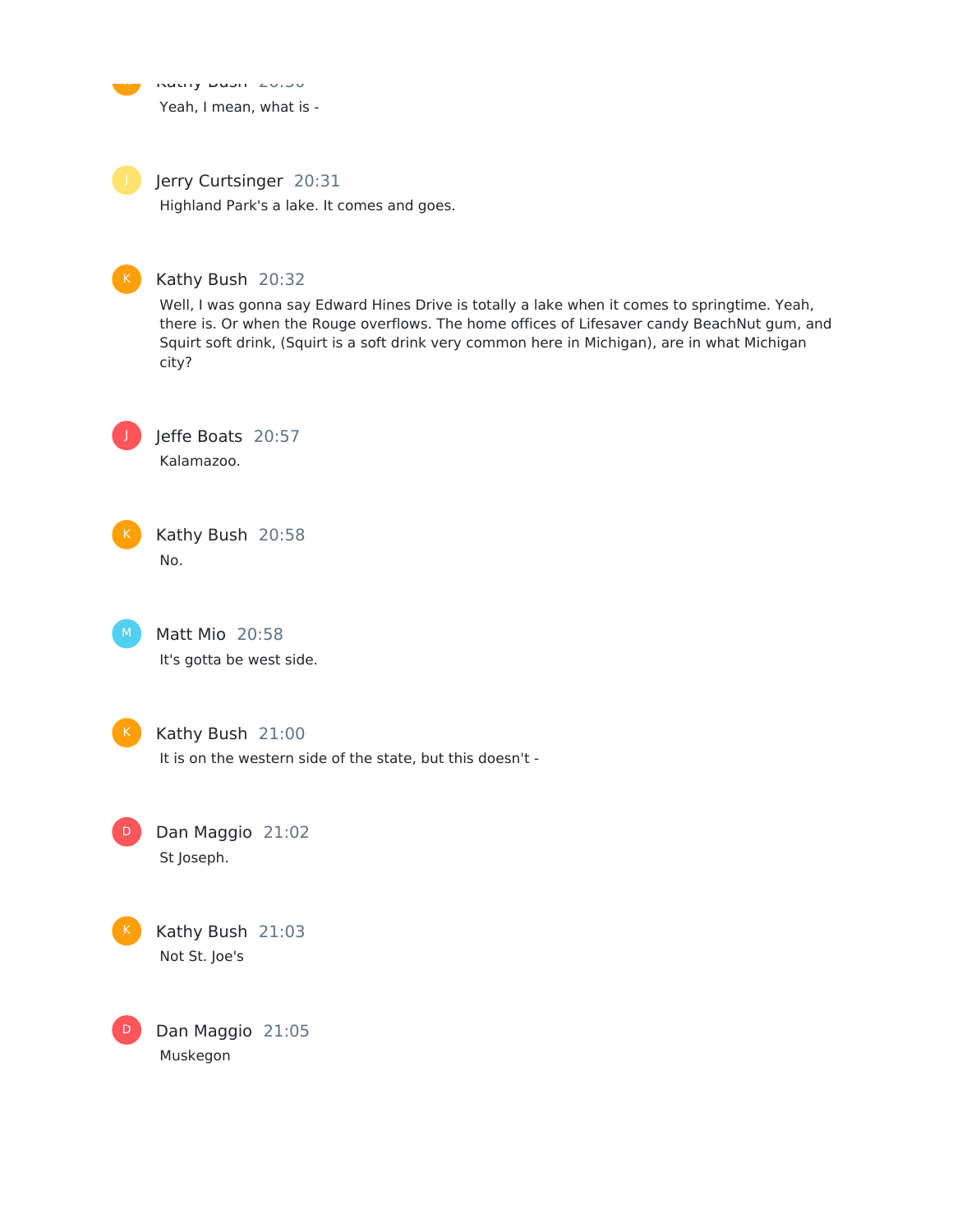Kathy Bush 20:30

Yeah, I mean, what is -

Jerry Curtsinger 20:31

Highland Park's a lake. It comes and goes.

Kathy Bush 20:32

Well, I was gonna say Edward Hines Drive is totally a lake when it comes to springtime. Yeah, there is. Or when the Rouge overflows. The home offices of Lifesaver candy BeachNut gum, and Squirt soft drink, (Squirt is a soft drink very common here in Michigan), are in what Michigan city?

Jeffe Boats 20:57

Kalamazoo.

Kathy Bush 20:58

No.

Matt Mio 20:58

It's gotta be west side.

Kathy Bush 21:00

It is on the western side of the state, but this doesn't -

Dan Maggio 21:02

St Joseph.

Kathy Bush 21:03

Not St. Joe's

Dan Maggio 21:05

Muskegon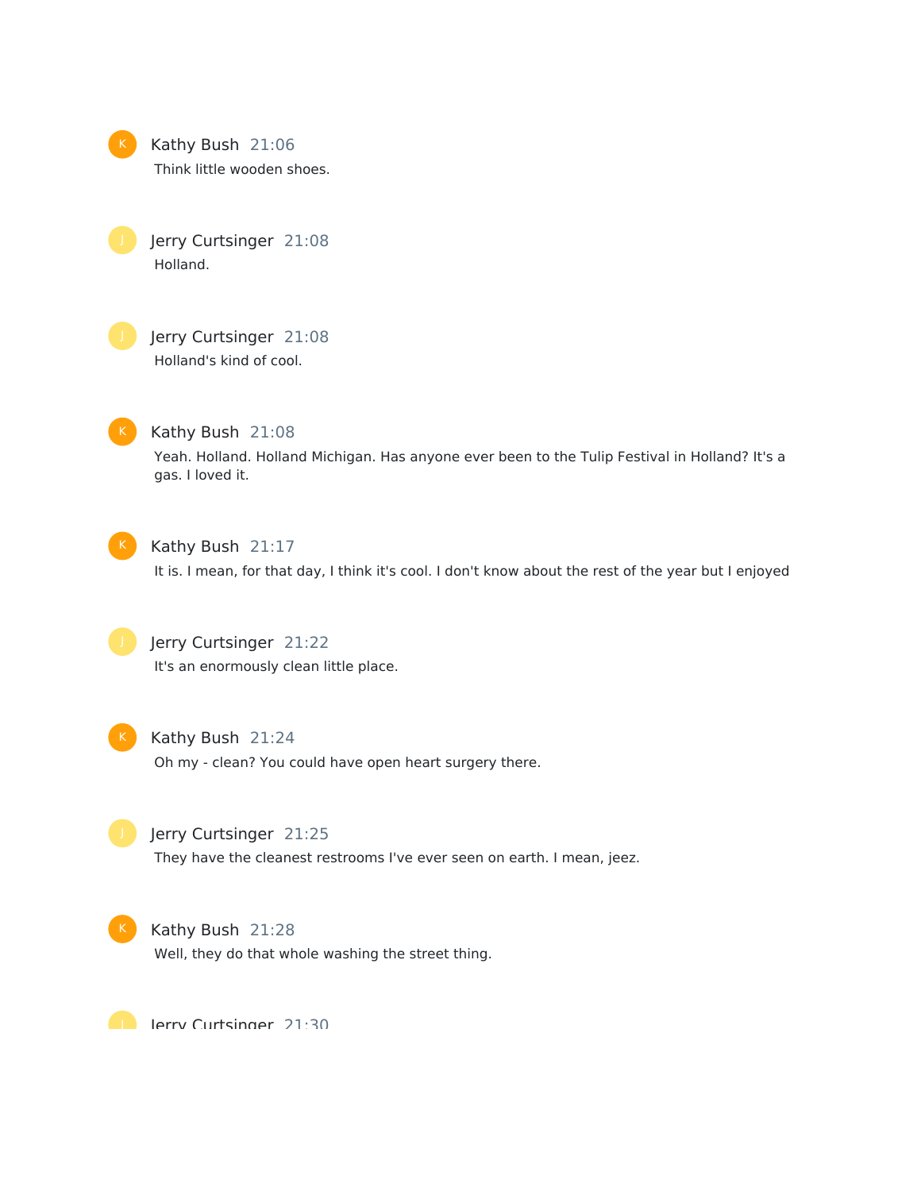Kathy Bush 21:06

Think little wooden shoes.

Jerry Curtsinger 21:08

Holland.

Jerry Curtsinger 21:08

Holland's kind of cool.

Kathy Bush 21:08

Yeah. Holland. Holland Michigan. Has anyone ever been to the Tulip Festival in Holland? It's a gas. I loved it.

Kathy Bush 21:17

It is. I mean, for that day, I think it's cool. I don't know about the rest of the year but I enjoyed

Jerry Curtsinger 21:22

It's an enormously clean little place.

Kathy Bush 21:24

Oh my - clean? You could have open heart surgery there.

Jerry Curtsinger 21:25

They have the cleanest restrooms I've ever seen on earth. I mean, jeez.

Kathy Bush 21:28

Well, they do that whole washing the street thing.

Jerry Curtsinger 21:30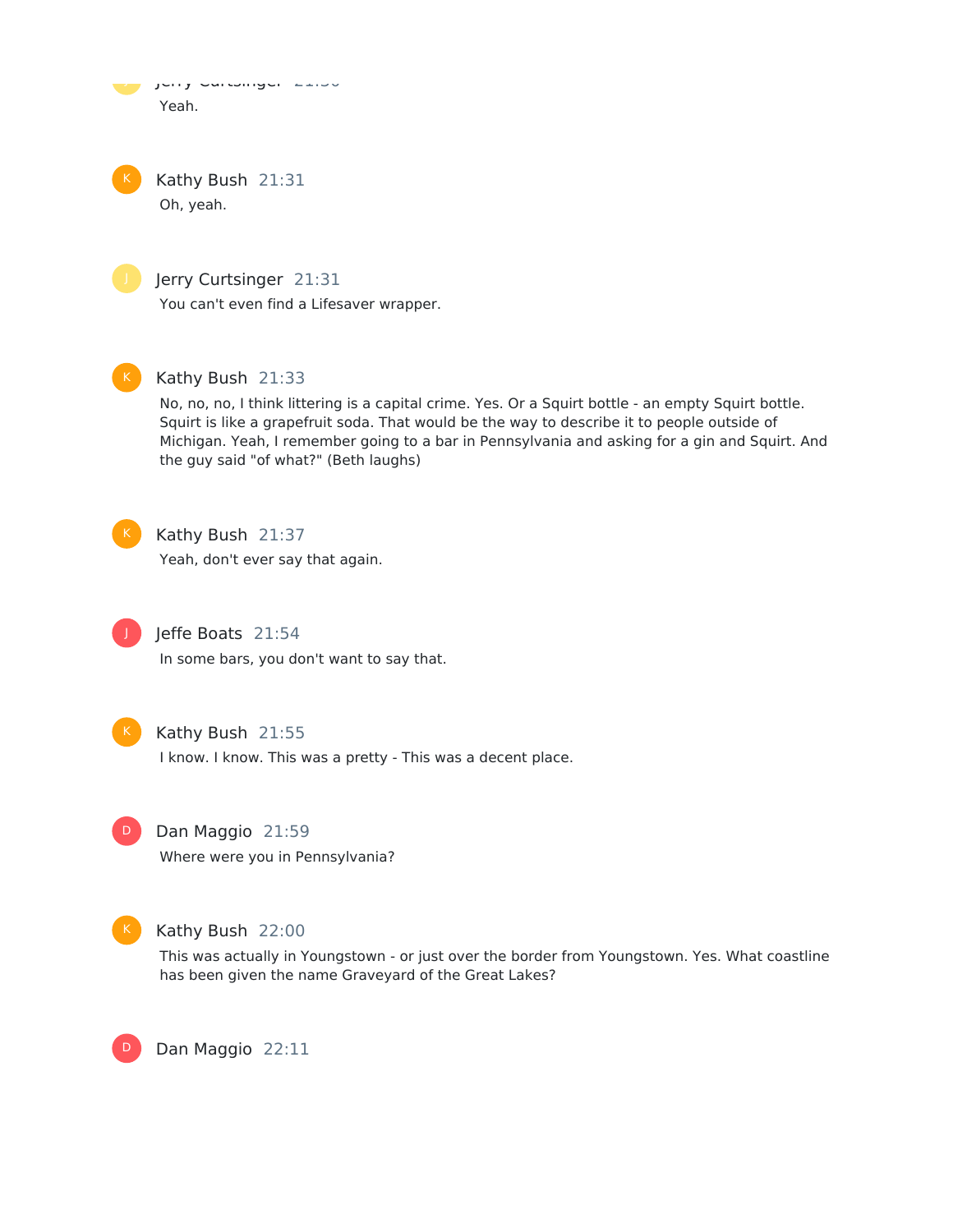Yeah.

Kathy Bush 21:31

Oh, yeah.

Jerry Curtsinger 21:31

You can't even find a Lifesaver wrapper.

Kathy Bush 21:33

No, no, no, I think littering is a capital crime. Yes. Or a Squirt bottle - an empty Squirt bottle. Squirt is like a grapefruit soda. That would be the way to describe it to people outside of Michigan. Yeah, I remember going to a bar in Pennsylvania and asking for a gin and Squirt. And the guy said "of what?" (Beth laughs)

Kathy Bush 21:37

Yeah, don't ever say that again.

Jeffe Boats 21:54

In some bars, you don't want to say that.

Kathy Bush 21:55

I know. I know. This was a pretty - This was a decent place.

Dan Maggio 21:59

Where were you in Pennsylvania?

Kathy Bush 22:00

This was actually in Youngstown - or just over the border from Youngstown. Yes. What coastline has been given the name Graveyard of the Great Lakes?

Dan Maggio 22:11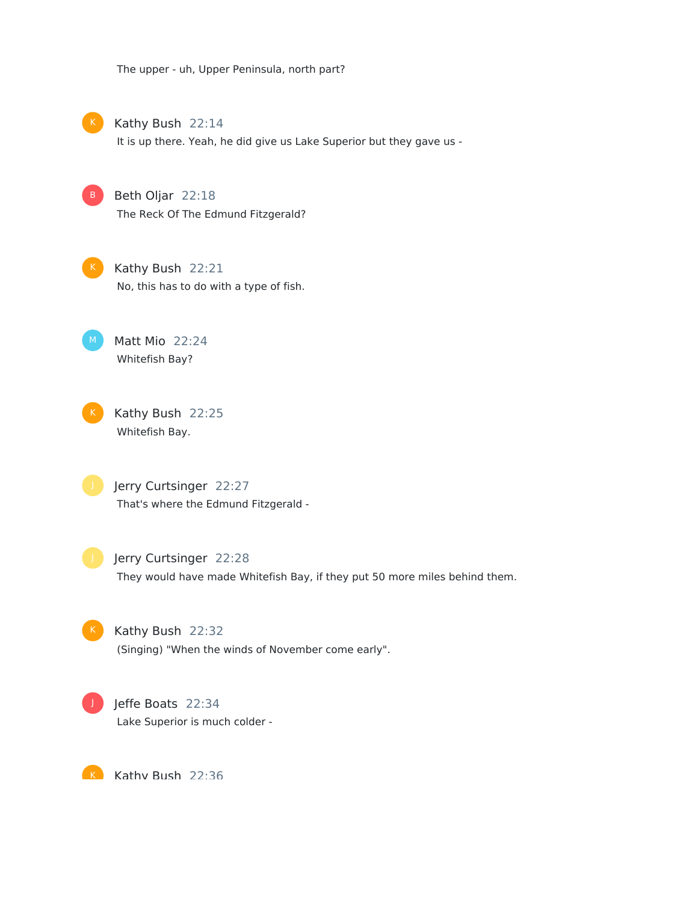The upper - uh, Upper Peninsula, north part?

Kathy Bush 22:14
It is up there. Yeah, he did give us Lake Superior but they gave us -

Beth Oljar 22:18
The Reck Of The Edmund Fitzgerald?

Kathy Bush 22:21
No, this has to do with a type of fish.

Matt Mio 22:24
Whitefish Bay?

Kathy Bush 22:25
Whitefish Bay.

Jerry Curtsinger 22:27
That's where the Edmund Fitzgerald -

Jerry Curtsinger 22:28
They would have made Whitefish Bay, if they put 50 more miles behind them.

Kathy Bush 22:32
(Singing) "When the winds of November come early".

Jeffe Boats 22:34
Lake Superior is much colder -

Kathy Bush 22:36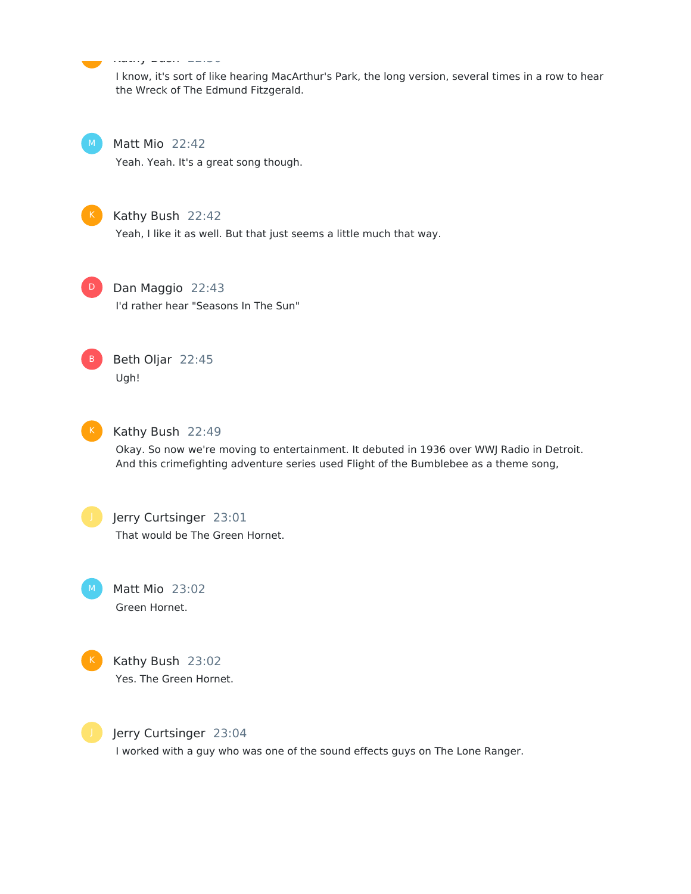Kathy Bush 22:30

I know, it's sort of like hearing MacArthur's Park, the long version, several times in a row to hear the Wreck of The Edmund Fitzgerald.

Matt Mio 22:42

Yeah. Yeah. It's a great song though.

Kathy Bush 22:42

Yeah, I like it as well. But that just seems a little much that way.

Dan Maggio 22:43

I'd rather hear "Seasons In The Sun"

Beth Oljar 22:45

Ugh!

Kathy Bush 22:49

Okay. So now we're moving to entertainment. It debuted in 1936 over WWJ Radio in Detroit. And this crimefighting adventure series used Flight of the Bumblebee as a theme song,

Jerry Curtsinger 23:01

That would be The Green Hornet.

Matt Mio 23:02

Green Hornet.

Kathy Bush 23:02

Yes. The Green Hornet.

Jerry Curtsinger 23:04

I worked with a guy who was one of the sound effects guys on The Lone Ranger.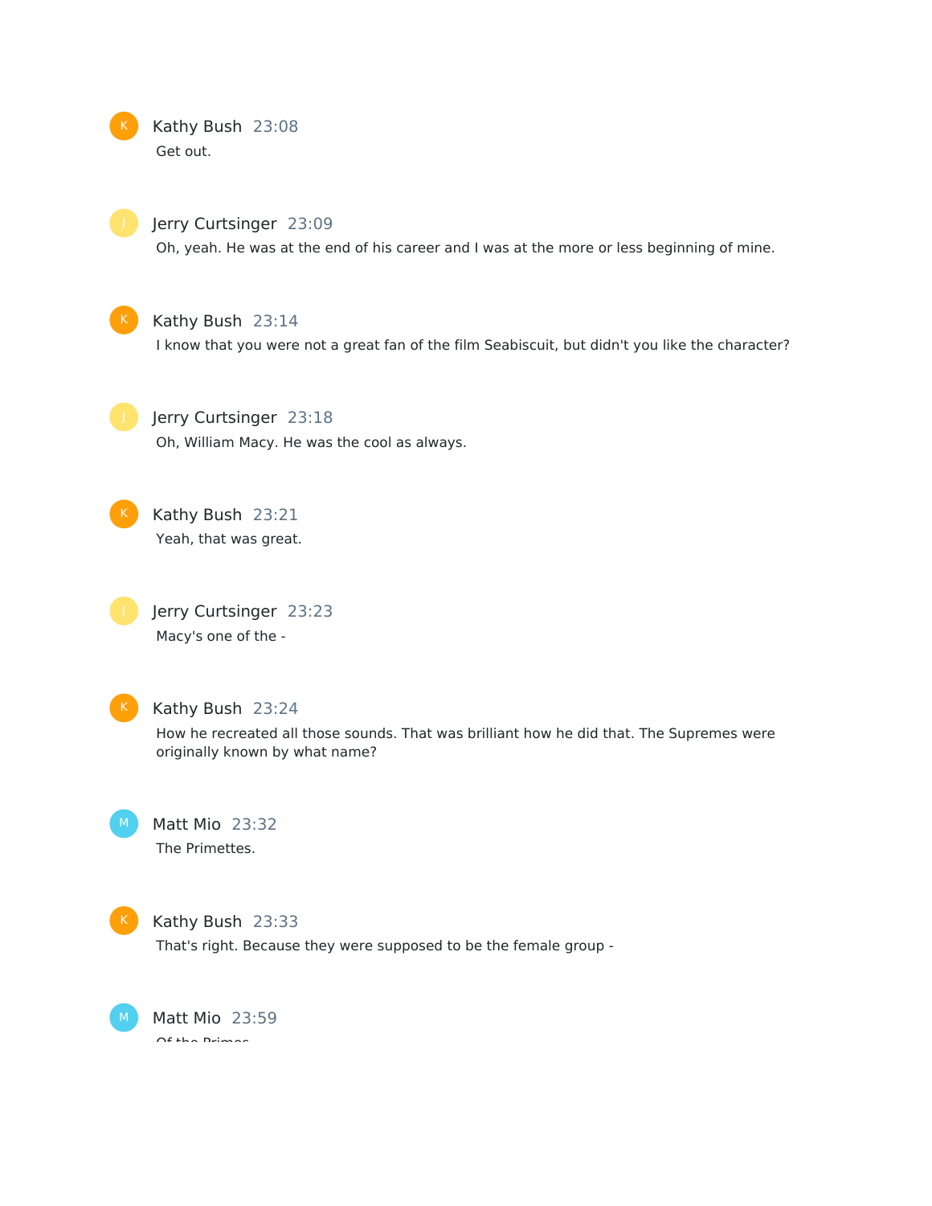Kathy Bush 23:08

Get out.

Jerry Curtsinger 23:09

Oh, yeah. He was at the end of his career and I was at the more or less beginning of mine.

Kathy Bush 23:14

I know that you were not a great fan of the film Seabiscuit, but didn't you like the character?

Jerry Curtsinger 23:18

Oh, William Macy. He was the cool as always.

Kathy Bush 23:21

Yeah, that was great.

Jerry Curtsinger 23:23

Macy's one of the -

Kathy Bush 23:24

How he recreated all those sounds. That was brilliant how he did that. The Supremes were originally known by what name?

Matt Mio 23:32

The Primettes.

Kathy Bush 23:33

That's right. Because they were supposed to be the female group -

Matt Mio 23:59

Of the Primes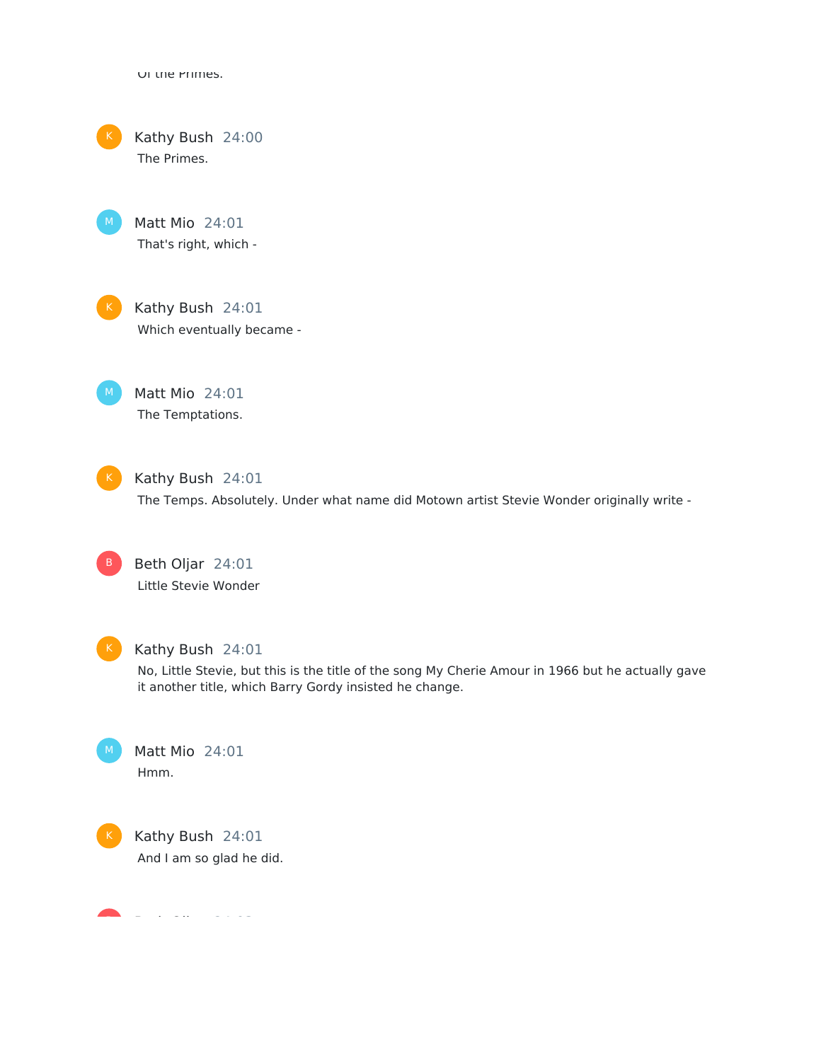Of the Primes.

Kathy Bush 24:00
The Primes.

Matt Mio 24:01
That's right, which -

Kathy Bush 24:01
Which eventually became -

Matt Mio 24:01
The Temptations.

Kathy Bush 24:01
The Temps. Absolutely. Under what name did Motown artist Stevie Wonder originally write -

Beth Oljar 24:01
Little Stevie Wonder

Kathy Bush 24:01
No, Little Stevie, but this is the title of the song My Cherie Amour in 1966 but he actually gave it another title, which Barry Gordy insisted he change.

Matt Mio 24:01
Hmm.

Kathy Bush 24:01
And I am so glad he did.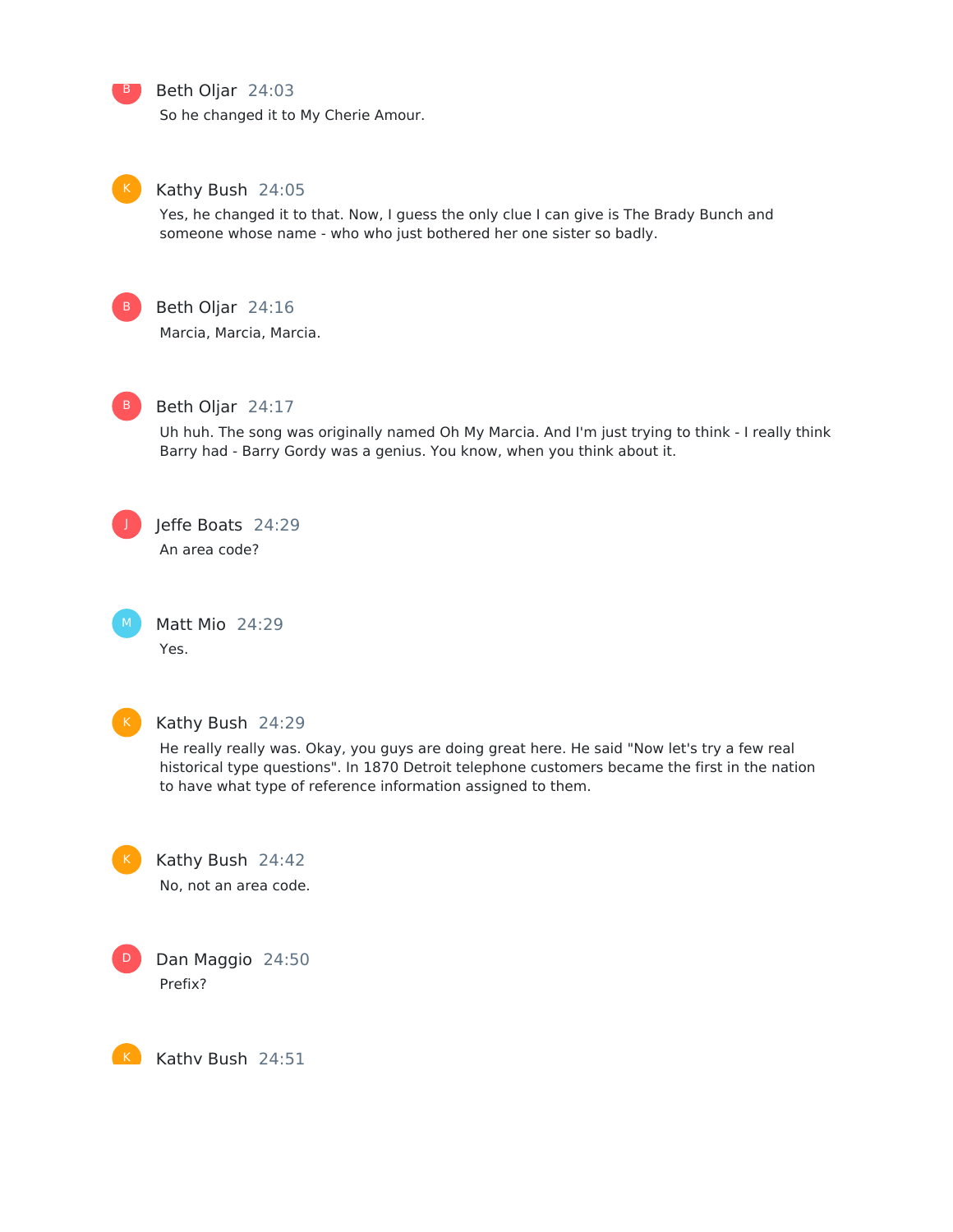Beth Oljar 24:03

So he changed it to My Cherie Amour.

Kathy Bush 24:05

Yes, he changed it to that. Now, I guess the only clue I can give is The Brady Bunch and someone whose name - who who just bothered her one sister so badly.

Beth Oljar 24:16

Marcia, Marcia, Marcia.

Beth Oljar 24:17

Uh huh. The song was originally named Oh My Marcia. And I'm just trying to think - I really think Barry had - Barry Gordy was a genius. You know, when you think about it.

Jeffe Boats 24:29

An area code?

Matt Mio 24:29

Yes.

Kathy Bush 24:29

He really really was. Okay, you guys are doing great here. He said "Now let's try a few real historical type questions". In 1870 Detroit telephone customers became the first in the nation to have what type of reference information assigned to them.

Kathy Bush 24:42

No, not an area code.

Dan Maggio 24:50

Prefix?

Kathy Bush 24:51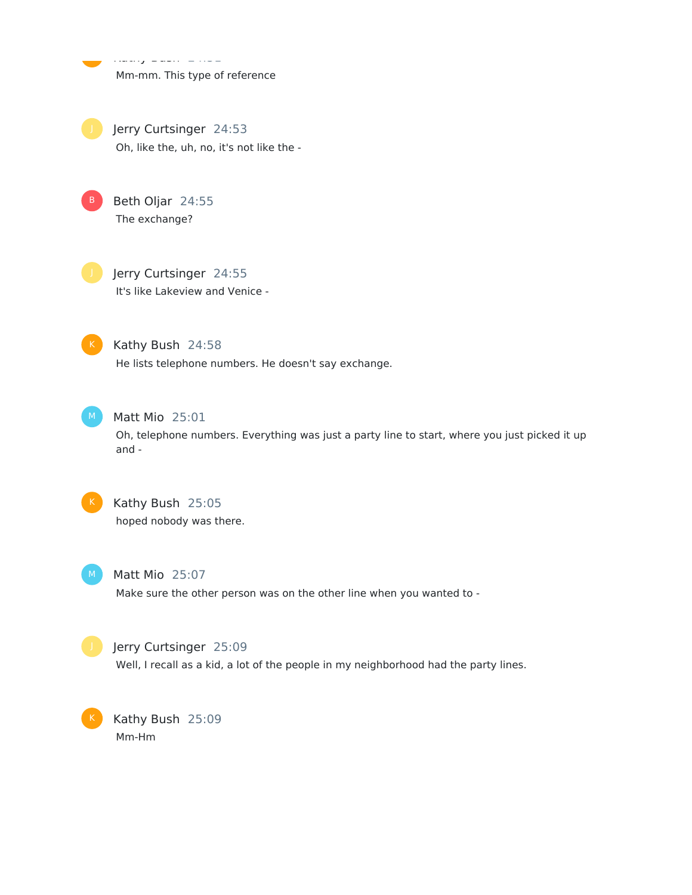Mm-mm. This type of reference

Jerry Curtsinger 24:53

Oh, like the, uh, no, it's not like the -

Beth Oljar 24:55

The exchange?

Jerry Curtsinger 24:55

It's like Lakeview and Venice -

Kathy Bush 24:58

He lists telephone numbers. He doesn't say exchange.

Matt Mio 25:01

Oh, telephone numbers. Everything was just a party line to start, where you just picked it up and -

Kathy Bush 25:05

hoped nobody was there.

Matt Mio 25:07

Make sure the other person was on the other line when you wanted to -

Jerry Curtsinger 25:09

Well, I recall as a kid, a lot of the people in my neighborhood had the party lines.

Kathy Bush 25:09

Mm-Hm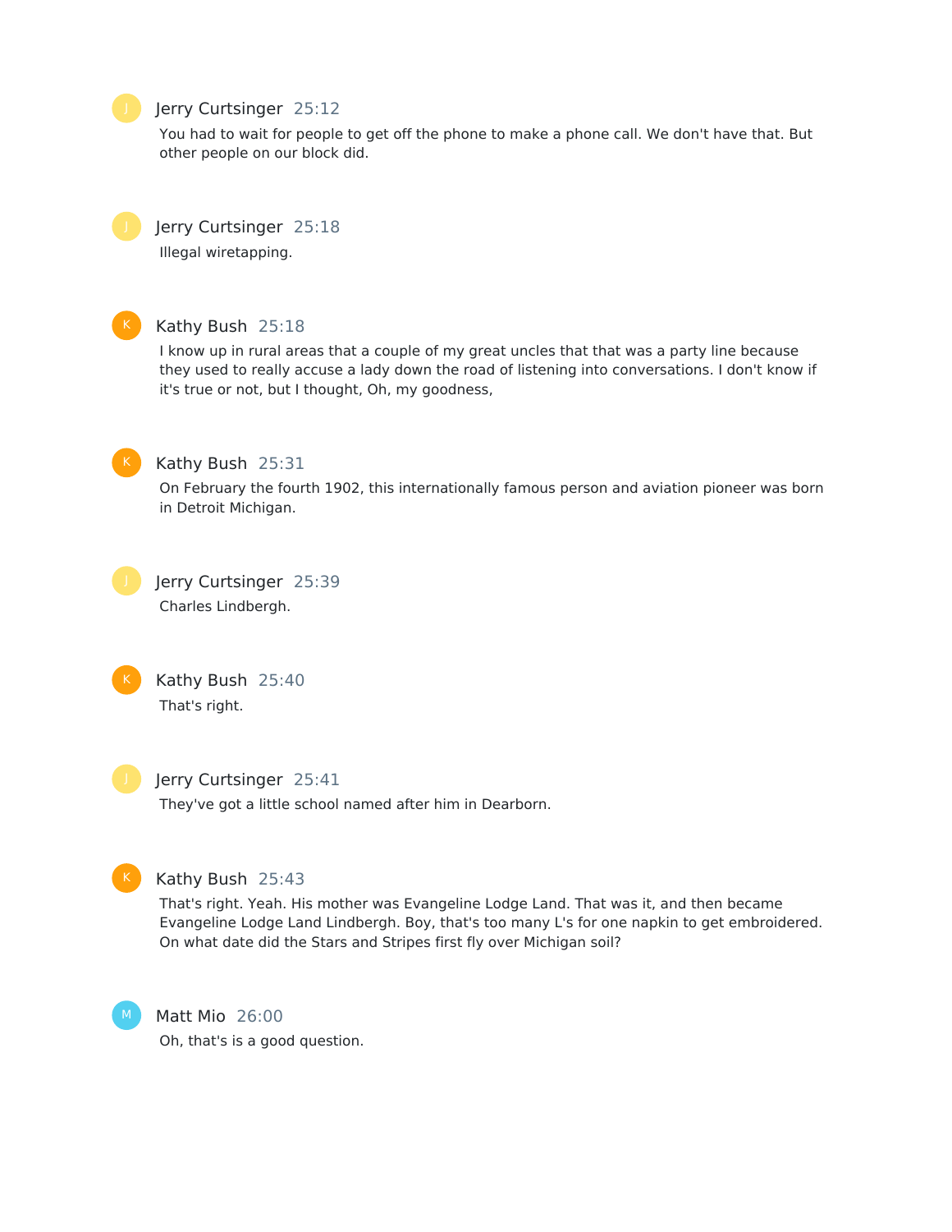Jerry Curtsinger 25:12

You had to wait for people to get off the phone to make a phone call. We don't have that. But other people on our block did.

Jerry Curtsinger 25:18

Illegal wiretapping.

Kathy Bush 25:18

I know up in rural areas that a couple of my great uncles that that was a party line because they used to really accuse a lady down the road of listening into conversations. I don't know if it's true or not, but I thought, Oh, my goodness,

Kathy Bush 25:31

On February the fourth 1902, this internationally famous person and aviation pioneer was born in Detroit Michigan.

Jerry Curtsinger 25:39

Charles Lindbergh.

Kathy Bush 25:40

That's right.

Jerry Curtsinger 25:41

They've got a little school named after him in Dearborn.

Kathy Bush 25:43

That's right. Yeah. His mother was Evangeline Lodge Land. That was it, and then became Evangeline Lodge Land Lindbergh. Boy, that's too many L's for one napkin to get embroidered. On what date did the Stars and Stripes first fly over Michigan soil?

Matt Mio 26:00

Oh, that's is a good question.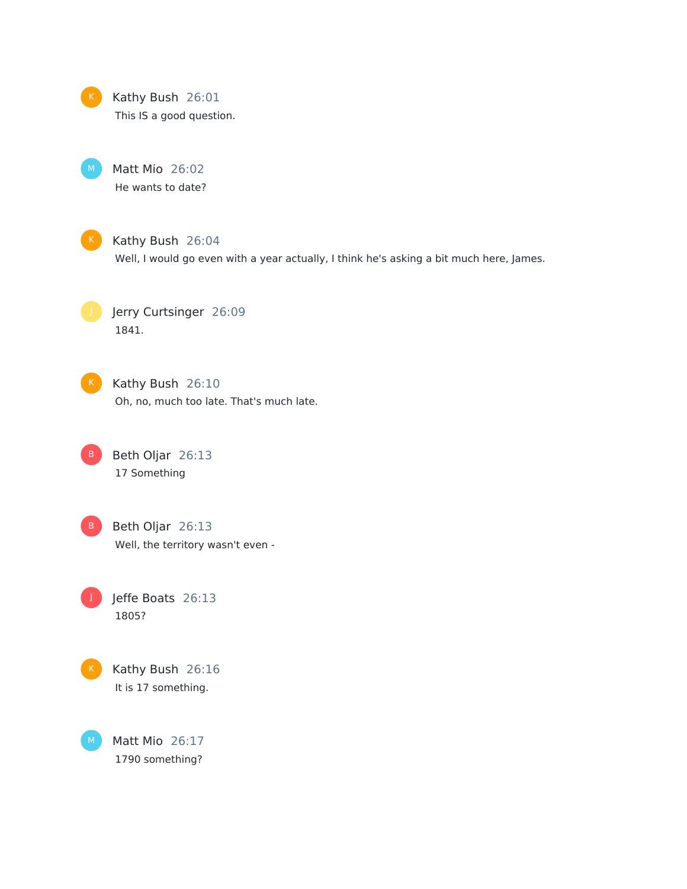Kathy Bush 26:01
This IS a good question.

Matt Mio 26:02
He wants to date?

Kathy Bush 26:04
Well, I would go even with a year actually, I think he's asking a bit much here, James.

Jerry Curtsinger 26:09
1841.

Kathy Bush 26:10
Oh, no, much too late. That's much late.

Beth Oljar 26:13
17 Something

Beth Oljar 26:13
Well, the territory wasn't even -

Jeffe Boats 26:13
1805?

Kathy Bush 26:16
It is 17 something.

Matt Mio 26:17
1790 something?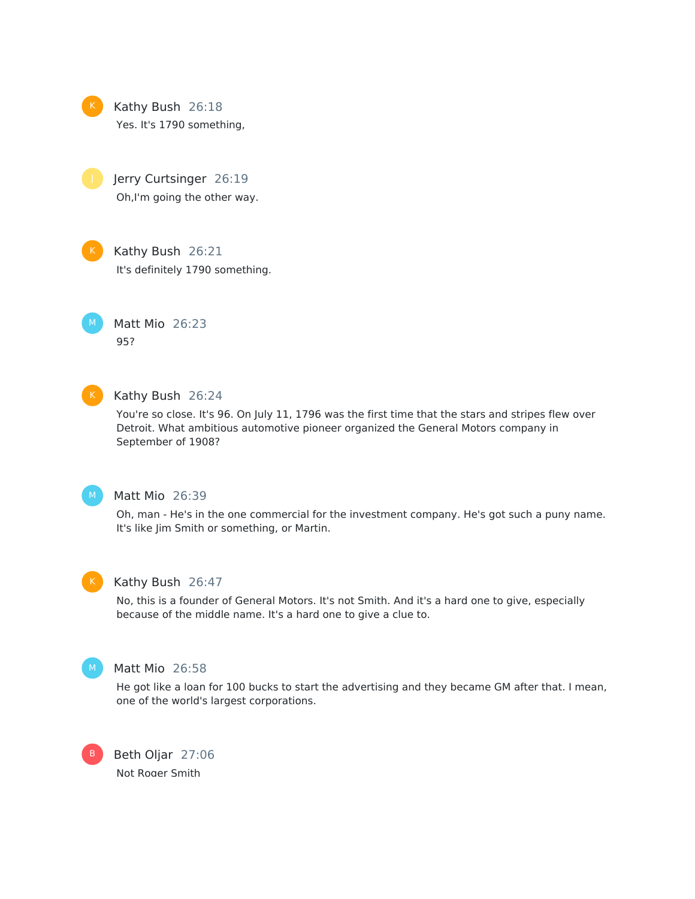Kathy Bush 26:18

Yes. It's 1790 something,

Jerry Curtsinger 26:19

Oh,I'm going the other way.

Kathy Bush 26:21

It's definitely 1790 something.

Matt Mio 26:23

95?

Kathy Bush 26:24

You're so close. It's 96. On July 11, 1796 was the first time that the stars and stripes flew over Detroit. What ambitious automotive pioneer organized the General Motors company in September of 1908?

Matt Mio 26:39

Oh, man - He's in the one commercial for the investment company. He's got such a puny name. It's like Jim Smith or something, or Martin.

Kathy Bush 26:47

No, this is a founder of General Motors. It's not Smith. And it's a hard one to give, especially because of the middle name. It's a hard one to give a clue to.

Matt Mio 26:58

He got like a loan for 100 bucks to start the advertising and they became GM after that. I mean, one of the world's largest corporations.

Beth Oljar 27:06

Not Roger Smith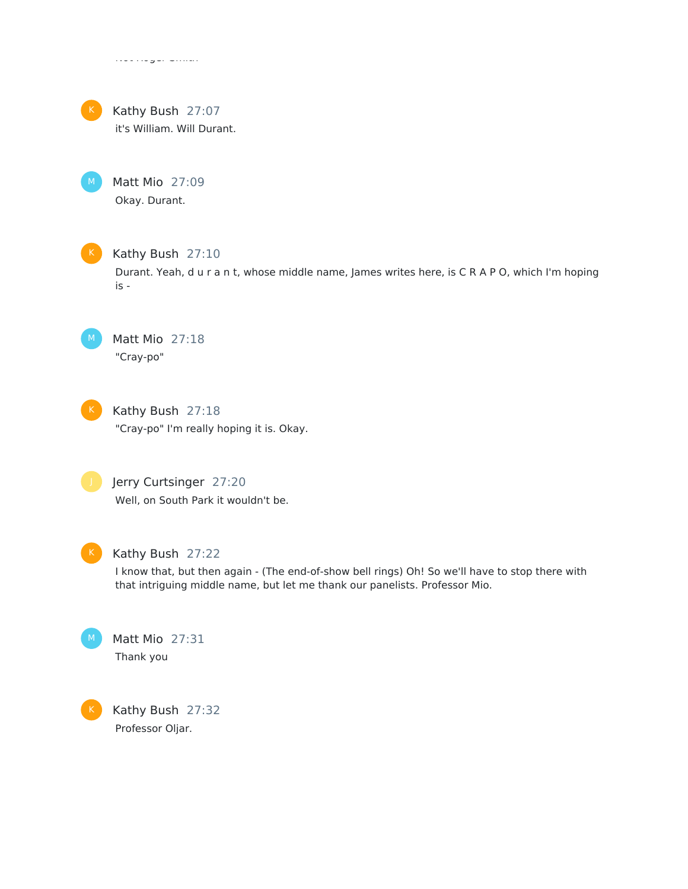Kathy Bush 27:07

it's William. Will Durant.

Matt Mio 27:09

Okay. Durant.

Kathy Bush 27:10

Durant. Yeah, d u r a n t, whose middle name, James writes here, is C R A P O, which I'm hoping is -

Matt Mio 27:18

"Cray-po"

Kathy Bush 27:18

"Cray-po" I'm really hoping it is. Okay.

Jerry Curtsinger 27:20

Well, on South Park it wouldn't be.

Kathy Bush 27:22

I know that, but then again - (The end-of-show bell rings) Oh! So we'll have to stop there with that intriguing middle name, but let me thank our panelists. Professor Mio.

Matt Mio 27:31

Thank you

Kathy Bush 27:32

Professor Oljar.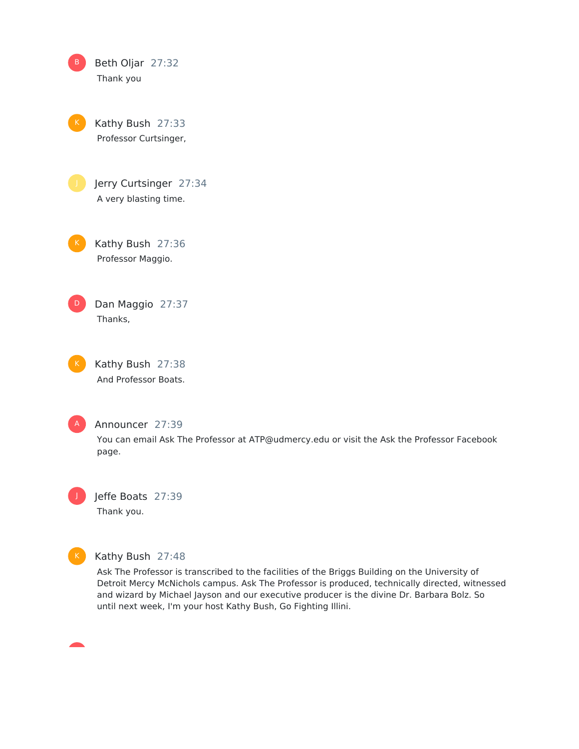Beth Oljar 27:32
Thank you

Kathy Bush 27:33
Professor Curtsinger,

Jerry Curtsinger 27:34
A very blasting time.

Kathy Bush 27:36
Professor Maggio.

Dan Maggio 27:37
Thanks,

Kathy Bush 27:38
And Professor Boats.

Announcer 27:39
You can email Ask The Professor at ATP@udmercy.edu or visit the Ask the Professor Facebook page.

Jeffe Boats 27:39
Thank you.

Kathy Bush 27:48
Ask The Professor is transcribed to the facilities of the Briggs Building on the University of Detroit Mercy McNichols campus. Ask The Professor is produced, technically directed, witnessed and wizard by Michael Jayson and our executive producer is the divine Dr. Barbara Bolz. So until next week, I'm your host Kathy Bush, Go Fighting Illini.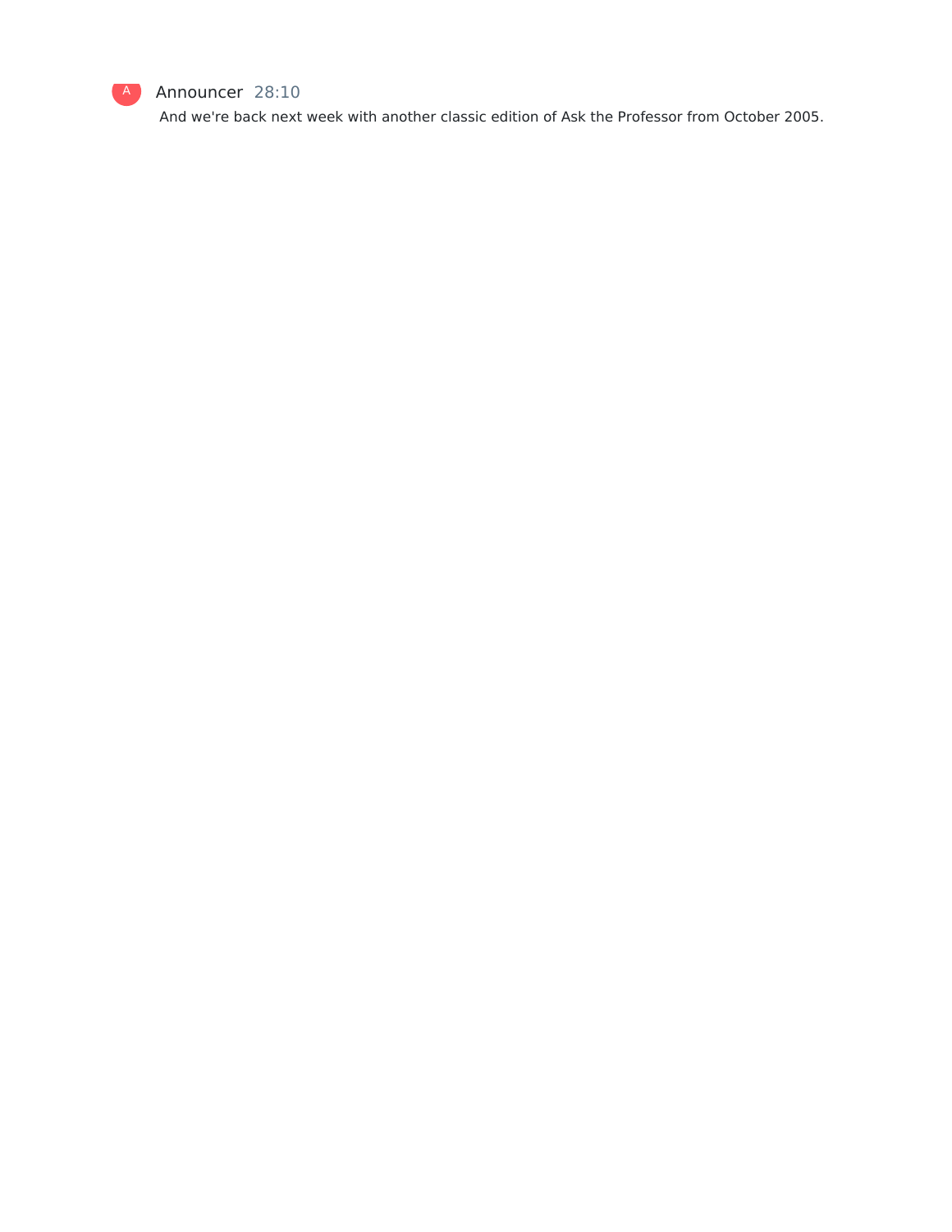Announcer 28:10

And we're back next week with another classic edition of Ask the Professor from October 2005.